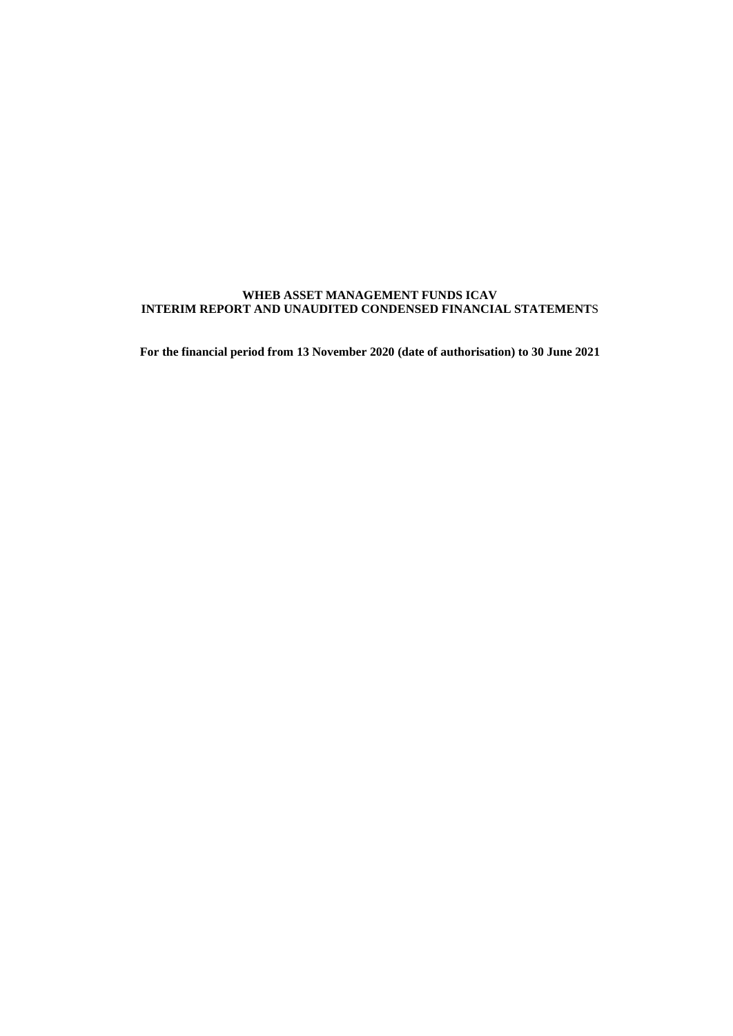# WHEB ASSET MANAGEMENT FUNDS ICAV
# INTERIM REPORT AND UNAUDITED CONDENSED FINANCIAL STATEMENTS

**For the financial period from 13 November 2020 (date of authorisation) to 30 June 2021**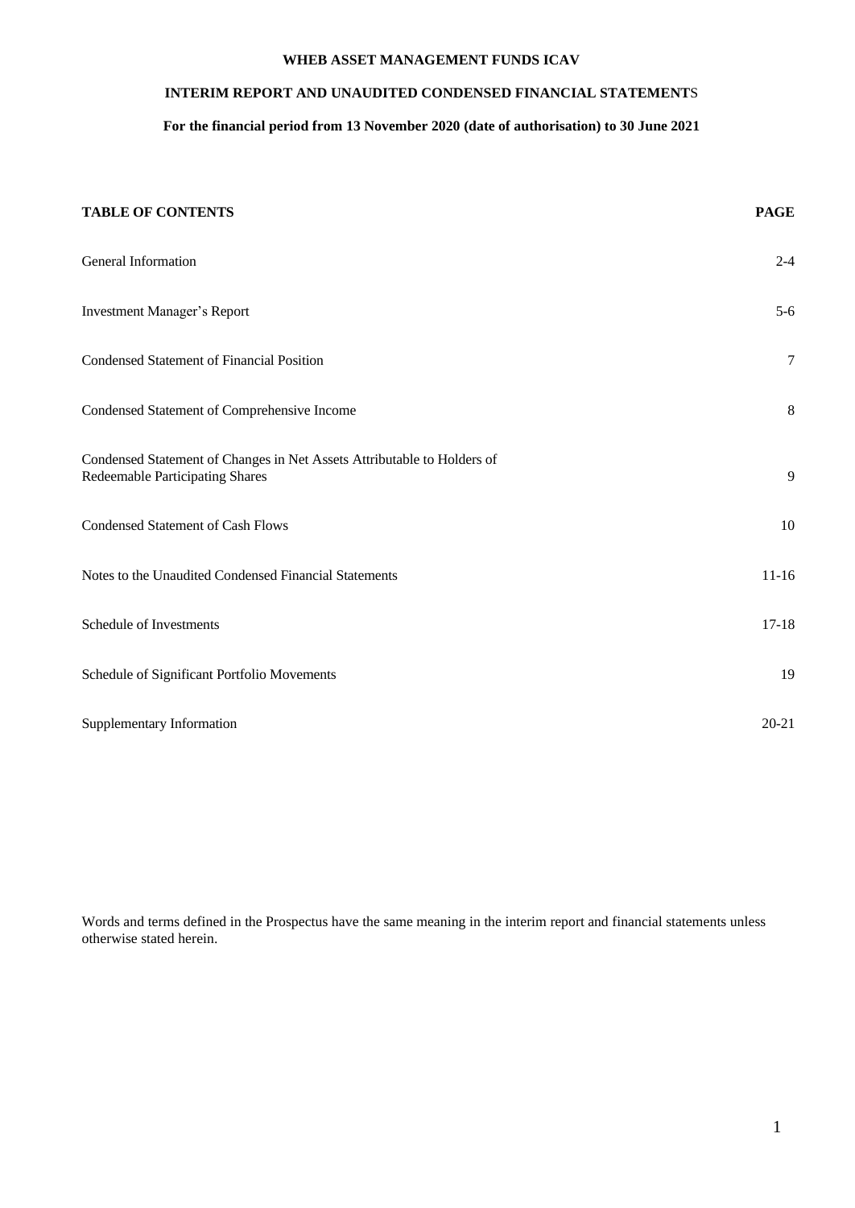# WHEB ASSET MANAGEMENT FUNDS ICAV

## INTERIM REPORT AND UNAUDITED CONDENSED FINANCIAL STATEMENTS

### For the financial period from 13 November 2020 (date of authorisation) to 30 June 2021

| TABLE OF CONTENTS | PAGE |
|---|---|
| General Information | 2-4 |
| Investment Manager's Report | 5-6 |
| Condensed Statement of Financial Position | 7 |
| Condensed Statement of Comprehensive Income | 8 |
| Condensed Statement of Changes in Net Assets Attributable to Holders of Redeemable Participating Shares | 9 |
| Condensed Statement of Cash Flows | 10 |
| Notes to the Unaudited Condensed Financial Statements | 11-16 |
| Schedule of Investments | 17-18 |
| Schedule of Significant Portfolio Movements | 19 |
| Supplementary Information | 20-21 |

Words and terms defined in the Prospectus have the same meaning in the interim report and financial statements unless otherwise stated herein.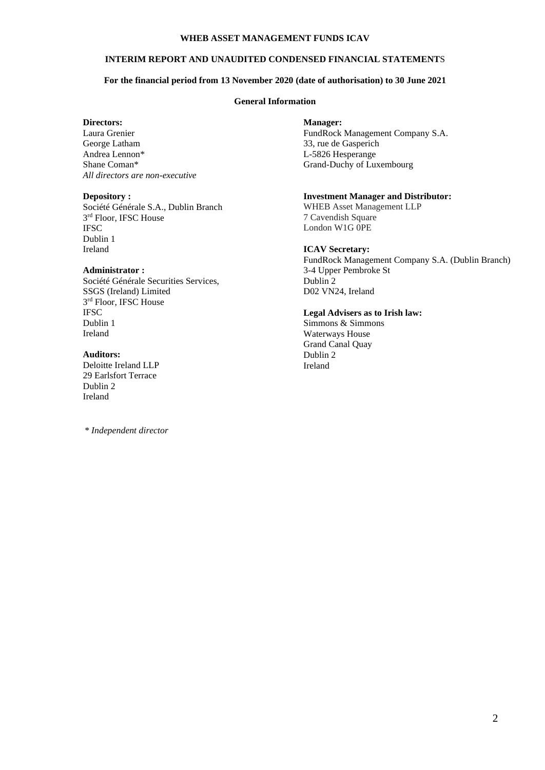# WHEB ASSET MANAGEMENT FUNDS ICAV

## INTERIM REPORT AND UNAUDITED CONDENSED FINANCIAL STATEMENTS

### For the financial period from 13 November 2020 (date of authorisation) to 30 June 2021

### General Information

**Directors:**
Laura Grenier
George Latham
Andrea Lennon*
Shane Coman*
*All directors are non-executive*

**Depository :**
Société Générale S.A., Dublin Branch
3rd Floor, IFSC House
IFSC
Dublin 1
Ireland

**Administrator :**
Société Générale Securities Services,
SSGS (Ireland) Limited
3rd Floor, IFSC House
IFSC
Dublin 1
Ireland

**Auditors:**
Deloitte Ireland LLP
29 Earlsfort Terrace
Dublin 2
Ireland

**Manager:**
FundRock Management Company S.A.
33, rue de Gasperich
L-5826 Hesperange
Grand-Duchy of Luxembourg

**Investment Manager and Distributor:**
WHEB Asset Management LLP
7 Cavendish Square
London W1G 0PE

**ICAV Secretary:**
FundRock Management Company S.A. (Dublin Branch)
3-4 Upper Pembroke St
Dublin 2
D02 VN24, Ireland

**Legal Advisers as to Irish law:**
Simmons & Simmons
Waterways House
Grand Canal Quay
Dublin 2
Ireland

*\* Independent director*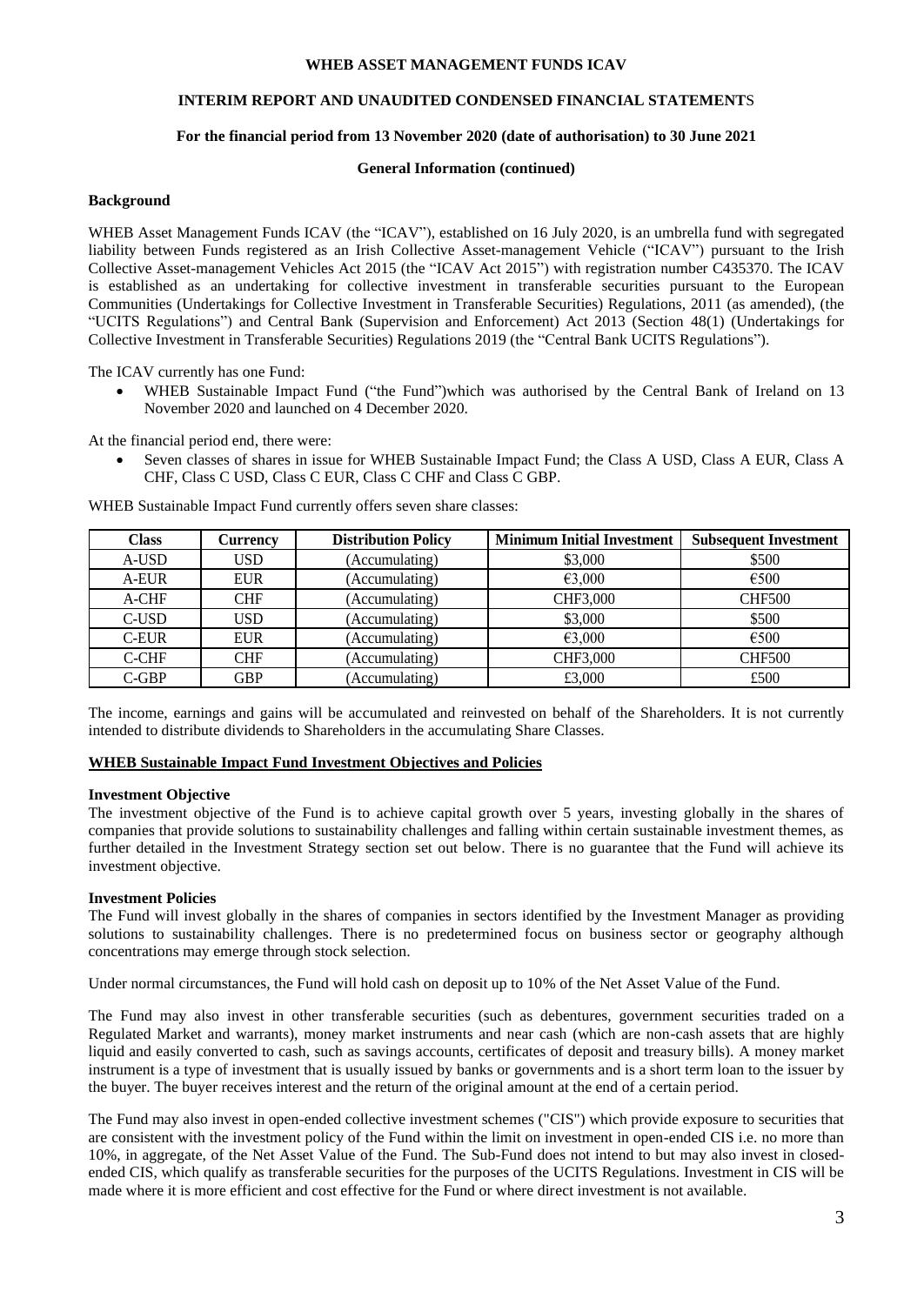**WHEB ASSET MANAGEMENT FUNDS ICAV**

**INTERIM REPORT AND UNAUDITED CONDENSED FINANCIAL STATEMENTS**

**For the financial period from 13 November 2020 (date of authorisation) to 30 June 2021**

**General Information (continued)**

**Background**

WHEB Asset Management Funds ICAV (the "ICAV"), established on 16 July 2020, is an umbrella fund with segregated liability between Funds registered as an Irish Collective Asset-management Vehicle ("ICAV") pursuant to the Irish Collective Asset-management Vehicles Act 2015 (the "ICAV Act 2015") with registration number C435370. The ICAV is established as an undertaking for collective investment in transferable securities pursuant to the European Communities (Undertakings for Collective Investment in Transferable Securities) Regulations, 2011 (as amended), (the "UCITS Regulations") and Central Bank (Supervision and Enforcement) Act 2013 (Section 48(1) (Undertakings for Collective Investment in Transferable Securities) Regulations 2019 (the "Central Bank UCITS Regulations").

The ICAV currently has one Fund:

- WHEB Sustainable Impact Fund ("the Fund")which was authorised by the Central Bank of Ireland on 13 November 2020 and launched on 4 December 2020.

At the financial period end, there were:

- Seven classes of shares in issue for WHEB Sustainable Impact Fund; the Class A USD, Class A EUR, Class A CHF, Class C USD, Class C EUR, Class C CHF and Class C GBP.

WHEB Sustainable Impact Fund currently offers seven share classes:

| Class | Currency | Distribution Policy | Minimum Initial Investment | Subsequent Investment |
|---|---|---|---|---|
| A-USD | USD | (Accumulating) | $3,000 | $500 |
| A-EUR | EUR | (Accumulating) | €3,000 | €500 |
| A-CHF | CHF | (Accumulating) | CHF3,000 | CHF500 |
| C-USD | USD | (Accumulating) | $3,000 | $500 |
| C-EUR | EUR | (Accumulating) | €3,000 | €500 |
| C-CHF | CHF | (Accumulating) | CHF3,000 | CHF500 |
| C-GBP | GBP | (Accumulating) | £3,000 | £500 |

The income, earnings and gains will be accumulated and reinvested on behalf of the Shareholders. It is not currently intended to distribute dividends to Shareholders in the accumulating Share Classes.

**WHEB Sustainable Impact Fund Investment Objectives and Policies**

**Investment Objective**

The investment objective of the Fund is to achieve capital growth over 5 years, investing globally in the shares of companies that provide solutions to sustainability challenges and falling within certain sustainable investment themes, as further detailed in the Investment Strategy section set out below. There is no guarantee that the Fund will achieve its investment objective.

**Investment Policies**

The Fund will invest globally in the shares of companies in sectors identified by the Investment Manager as providing solutions to sustainability challenges. There is no predetermined focus on business sector or geography although concentrations may emerge through stock selection.

Under normal circumstances, the Fund will hold cash on deposit up to 10% of the Net Asset Value of the Fund.

The Fund may also invest in other transferable securities (such as debentures, government securities traded on a Regulated Market and warrants), money market instruments and near cash (which are non-cash assets that are highly liquid and easily converted to cash, such as savings accounts, certificates of deposit and treasury bills). A money market instrument is a type of investment that is usually issued by banks or governments and is a short term loan to the issuer by the buyer. The buyer receives interest and the return of the original amount at the end of a certain period.

The Fund may also invest in open-ended collective investment schemes ("CIS") which provide exposure to securities that are consistent with the investment policy of the Fund within the limit on investment in open-ended CIS i.e. no more than 10%, in aggregate, of the Net Asset Value of the Fund. The Sub-Fund does not intend to but may also invest in closed-ended CIS, which qualify as transferable securities for the purposes of the UCITS Regulations. Investment in CIS will be made where it is more efficient and cost effective for the Fund or where direct investment is not available.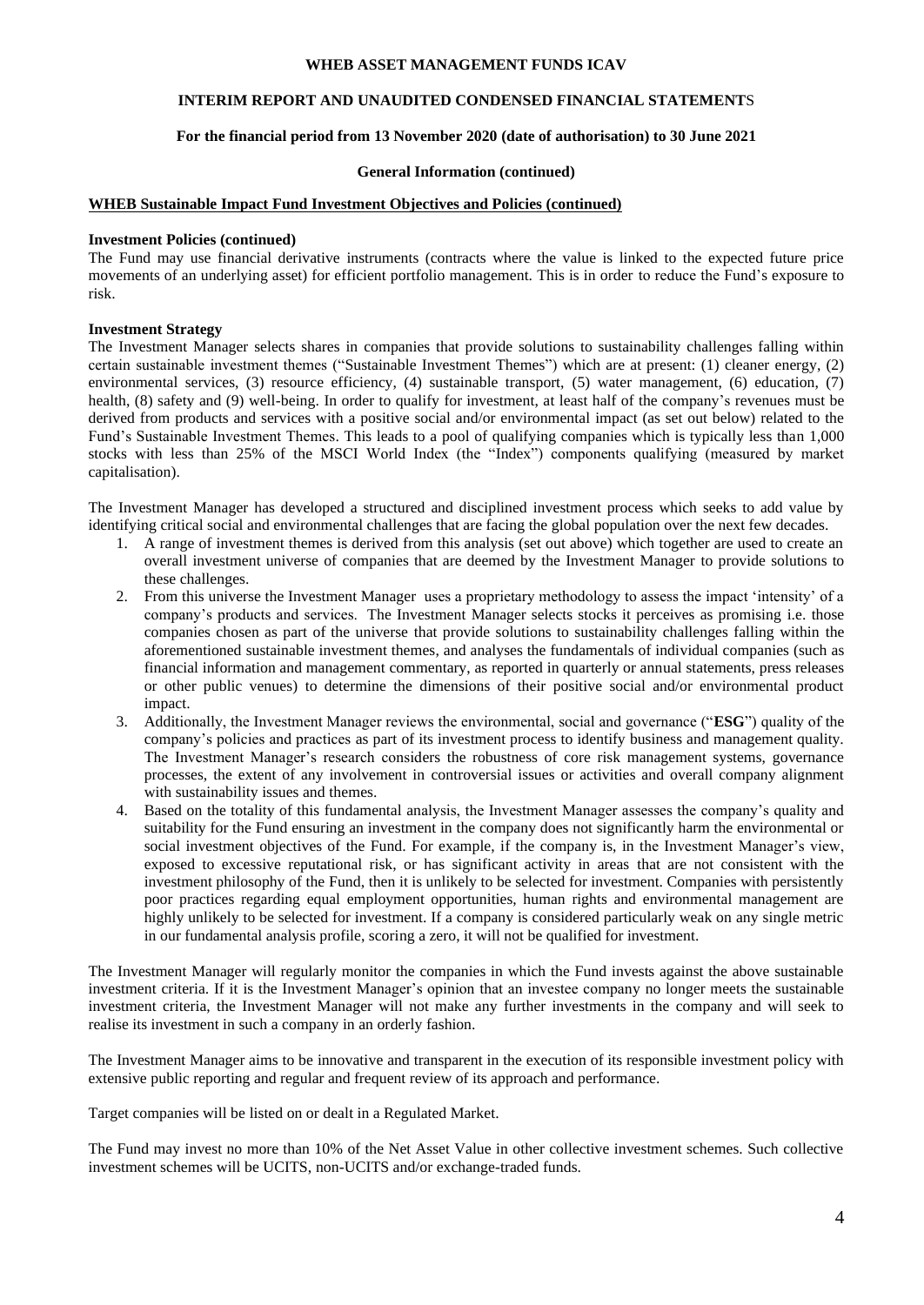**WHEB Sustainable Impact Fund Investment Objectives and Policies (continued)**

**Investment Policies (continued)**

The Fund may use financial derivative instruments (contracts where the value is linked to the expected future price movements of an underlying asset) for efficient portfolio management. This is in order to reduce the Fund's exposure to risk.

**Investment Strategy**

The Investment Manager selects shares in companies that provide solutions to sustainability challenges falling within certain sustainable investment themes ("Sustainable Investment Themes") which are at present: (1) cleaner energy, (2) environmental services, (3) resource efficiency, (4) sustainable transport, (5) water management, (6) education, (7) health, (8) safety and (9) well-being. In order to qualify for investment, at least half of the company's revenues must be derived from products and services with a positive social and/or environmental impact (as set out below) related to the Fund's Sustainable Investment Themes. This leads to a pool of qualifying companies which is typically less than 1,000 stocks with less than 25% of the MSCI World Index (the "Index") components qualifying (measured by market capitalisation).

The Investment Manager has developed a structured and disciplined investment process which seeks to add value by identifying critical social and environmental challenges that are facing the global population over the next few decades.

1. A range of investment themes is derived from this analysis (set out above) which together are used to create an overall investment universe of companies that are deemed by the Investment Manager to provide solutions to these challenges.
2. From this universe the Investment Manager uses a proprietary methodology to assess the impact 'intensity' of a company's products and services. The Investment Manager selects stocks it perceives as promising i.e. those companies chosen as part of the universe that provide solutions to sustainability challenges falling within the aforementioned sustainable investment themes, and analyses the fundamentals of individual companies (such as financial information and management commentary, as reported in quarterly or annual statements, press releases or other public venues) to determine the dimensions of their positive social and/or environmental product impact.
3. Additionally, the Investment Manager reviews the environmental, social and governance ("**ESG**") quality of the company's policies and practices as part of its investment process to identify business and management quality. The Investment Manager's research considers the robustness of core risk management systems, governance processes, the extent of any involvement in controversial issues or activities and overall company alignment with sustainability issues and themes.
4. Based on the totality of this fundamental analysis, the Investment Manager assesses the company's quality and suitability for the Fund ensuring an investment in the company does not significantly harm the environmental or social investment objectives of the Fund. For example, if the company is, in the Investment Manager's view, exposed to excessive reputational risk, or has significant activity in areas that are not consistent with the investment philosophy of the Fund, then it is unlikely to be selected for investment. Companies with persistently poor practices regarding equal employment opportunities, human rights and environmental management are highly unlikely to be selected for investment. If a company is considered particularly weak on any single metric in our fundamental analysis profile, scoring a zero, it will not be qualified for investment.

The Investment Manager will regularly monitor the companies in which the Fund invests against the above sustainable investment criteria. If it is the Investment Manager's opinion that an investee company no longer meets the sustainable investment criteria, the Investment Manager will not make any further investments in the company and will seek to realise its investment in such a company in an orderly fashion.

The Investment Manager aims to be innovative and transparent in the execution of its responsible investment policy with extensive public reporting and regular and frequent review of its approach and performance.

Target companies will be listed on or dealt in a Regulated Market.

The Fund may invest no more than 10% of the Net Asset Value in other collective investment schemes. Such collective investment schemes will be UCITS, non-UCITS and/or exchange-traded funds.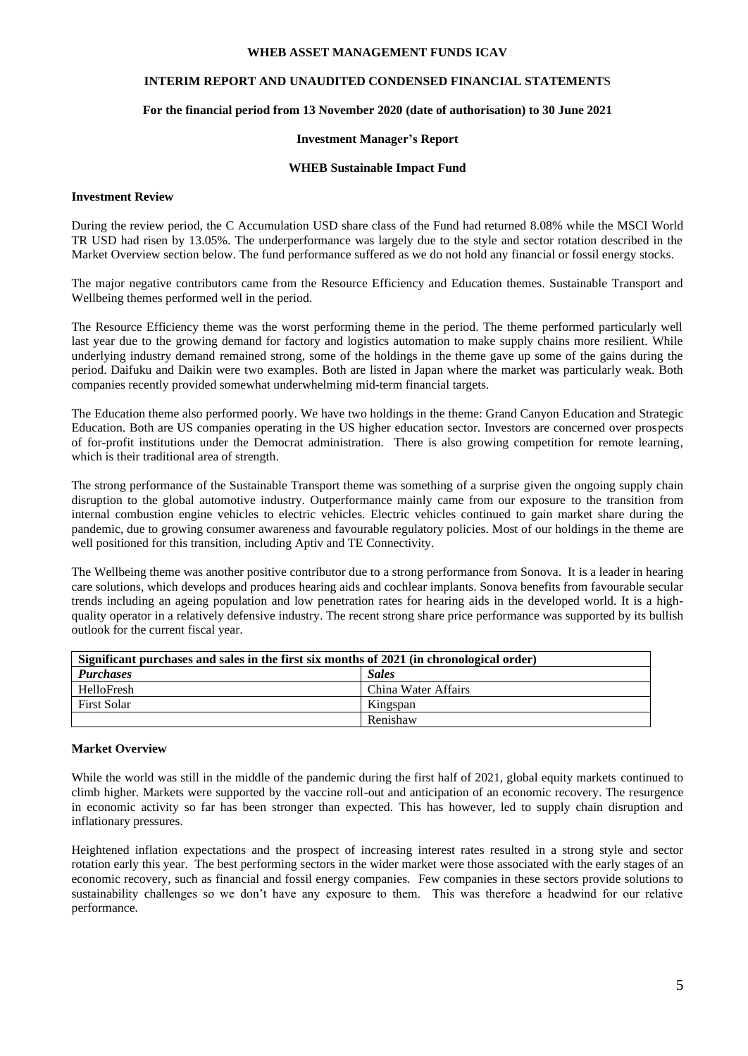# WHEB ASSET MANAGEMENT FUNDS ICAV

## INTERIM REPORT AND UNAUDITED CONDENSED FINANCIAL STATEMENTS

**For the financial period from 13 November 2020 (date of authorisation) to 30 June 2021**

**Investment Manager's Report**

**WHEB Sustainable Impact Fund**

### Investment Review

During the review period, the C Accumulation USD share class of the Fund had returned 8.08% while the MSCI World TR USD had risen by 13.05%. The underperformance was largely due to the style and sector rotation described in the Market Overview section below. The fund performance suffered as we do not hold any financial or fossil energy stocks.

The major negative contributors came from the Resource Efficiency and Education themes. Sustainable Transport and Wellbeing themes performed well in the period.

The Resource Efficiency theme was the worst performing theme in the period. The theme performed particularly well last year due to the growing demand for factory and logistics automation to make supply chains more resilient. While underlying industry demand remained strong, some of the holdings in the theme gave up some of the gains during the period. Daifuku and Daikin were two examples. Both are listed in Japan where the market was particularly weak. Both companies recently provided somewhat underwhelming mid-term financial targets.

The Education theme also performed poorly. We have two holdings in the theme: Grand Canyon Education and Strategic Education. Both are US companies operating in the US higher education sector. Investors are concerned over prospects of for-profit institutions under the Democrat administration. There is also growing competition for remote learning, which is their traditional area of strength.

The strong performance of the Sustainable Transport theme was something of a surprise given the ongoing supply chain disruption to the global automotive industry. Outperformance mainly came from our exposure to the transition from internal combustion engine vehicles to electric vehicles. Electric vehicles continued to gain market share during the pandemic, due to growing consumer awareness and favourable regulatory policies. Most of our holdings in the theme are well positioned for this transition, including Aptiv and TE Connectivity.

The Wellbeing theme was another positive contributor due to a strong performance from Sonova. It is a leader in hearing care solutions, which develops and produces hearing aids and cochlear implants. Sonova benefits from favourable secular trends including an ageing population and low penetration rates for hearing aids in the developed world. It is a high-quality operator in a relatively defensive industry. The recent strong share price performance was supported by its bullish outlook for the current fiscal year.

| **Significant purchases and sales in the first six months of 2021 (in chronological order)** | |
|---|---|
| ***Purchases*** | ***Sales*** |
| HelloFresh | China Water Affairs |
| First Solar | Kingspan |
| | Renishaw |

### Market Overview

While the world was still in the middle of the pandemic during the first half of 2021, global equity markets continued to climb higher. Markets were supported by the vaccine roll-out and anticipation of an economic recovery. The resurgence in economic activity so far has been stronger than expected. This has however, led to supply chain disruption and inflationary pressures.

Heightened inflation expectations and the prospect of increasing interest rates resulted in a strong style and sector rotation early this year. The best performing sectors in the wider market were those associated with the early stages of an economic recovery, such as financial and fossil energy companies. Few companies in these sectors provide solutions to sustainability challenges so we don't have any exposure to them. This was therefore a headwind for our relative performance.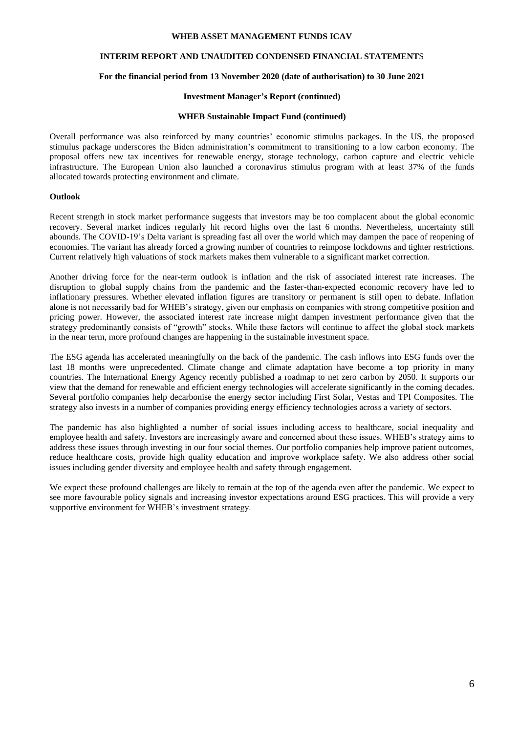## WHEB Sustainable Impact Fund (continued)

Overall performance was also reinforced by many countries' economic stimulus packages. In the US, the proposed stimulus package underscores the Biden administration's commitment to transitioning to a low carbon economy. The proposal offers new tax incentives for renewable energy, storage technology, carbon capture and electric vehicle infrastructure. The European Union also launched a coronavirus stimulus program with at least 37% of the funds allocated towards protecting environment and climate.

**Outlook**

Recent strength in stock market performance suggests that investors may be too complacent about the global economic recovery. Several market indices regularly hit record highs over the last 6 months. Nevertheless, uncertainty still abounds. The COVID-19's Delta variant is spreading fast all over the world which may dampen the pace of reopening of economies. The variant has already forced a growing number of countries to reimpose lockdowns and tighter restrictions. Current relatively high valuations of stock markets makes them vulnerable to a significant market correction.

Another driving force for the near-term outlook is inflation and the risk of associated interest rate increases. The disruption to global supply chains from the pandemic and the faster-than-expected economic recovery have led to inflationary pressures. Whether elevated inflation figures are transitory or permanent is still open to debate. Inflation alone is not necessarily bad for WHEB's strategy, given our emphasis on companies with strong competitive position and pricing power. However, the associated interest rate increase might dampen investment performance given that the strategy predominantly consists of "growth" stocks. While these factors will continue to affect the global stock markets in the near term, more profound changes are happening in the sustainable investment space.

The ESG agenda has accelerated meaningfully on the back of the pandemic. The cash inflows into ESG funds over the last 18 months were unprecedented. Climate change and climate adaptation have become a top priority in many countries. The International Energy Agency recently published a roadmap to net zero carbon by 2050. It supports our view that the demand for renewable and efficient energy technologies will accelerate significantly in the coming decades. Several portfolio companies help decarbonise the energy sector including First Solar, Vestas and TPI Composites. The strategy also invests in a number of companies providing energy efficiency technologies across a variety of sectors.

The pandemic has also highlighted a number of social issues including access to healthcare, social inequality and employee health and safety. Investors are increasingly aware and concerned about these issues. WHEB's strategy aims to address these issues through investing in our four social themes. Our portfolio companies help improve patient outcomes, reduce healthcare costs, provide high quality education and improve workplace safety. We also address other social issues including gender diversity and employee health and safety through engagement.

We expect these profound challenges are likely to remain at the top of the agenda even after the pandemic. We expect to see more favourable policy signals and increasing investor expectations around ESG practices. This will provide a very supportive environment for WHEB's investment strategy.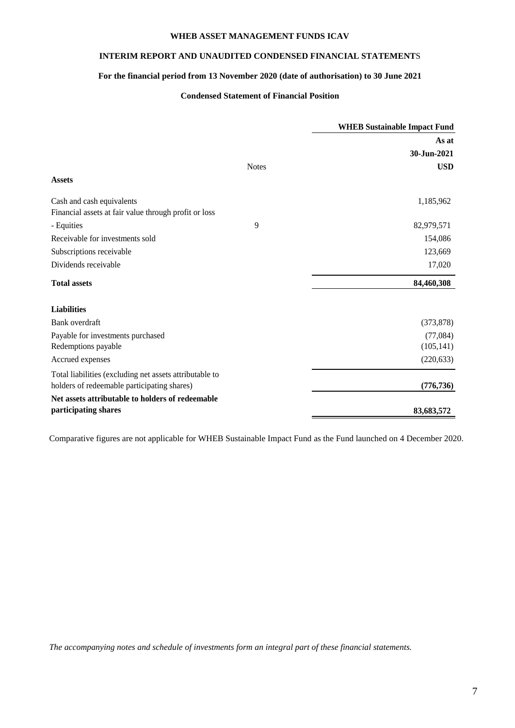# WHEB ASSET MANAGEMENT FUNDS ICAV

## INTERIM REPORT AND UNAUDITED CONDENSED FINANCIAL STATEMENTS

### For the financial period from 13 November 2020 (date of authorisation) to 30 June 2021

### Condensed Statement of Financial Position

| | Notes | **WHEB Sustainable Impact Fund** |
|---|---|---|
| | | **As at** |
| | | **30-Jun-2021** |
| | | **USD** |
| **Assets** | | |
| Cash and cash equivalents | | 1,185,962 |
| Financial assets at fair value through profit or loss | | |
| - Equities | 9 | 82,979,571 |
| Receivable for investments sold | | 154,086 |
| Subscriptions receivable | | 123,669 |
| Dividends receivable | | 17,020 |
| **Total assets** | | **84,460,308** |
| **Liabilities** | | |
| Bank overdraft | | (373,878) |
| Payable for investments purchased | | (77,084) |
| Redemptions payable | | (105,141) |
| Accrued expenses | | (220,633) |
| Total liabilities (excluding net assets attributable to holders of redeemable participating shares) | | **(776,736)** |
| **Net assets attributable to holders of redeemable participating shares** | | **83,683,572** |

Comparative figures are not applicable for WHEB Sustainable Impact Fund as the Fund launched on 4 December 2020.

*The accompanying notes and schedule of investments form an integral part of these financial statements.*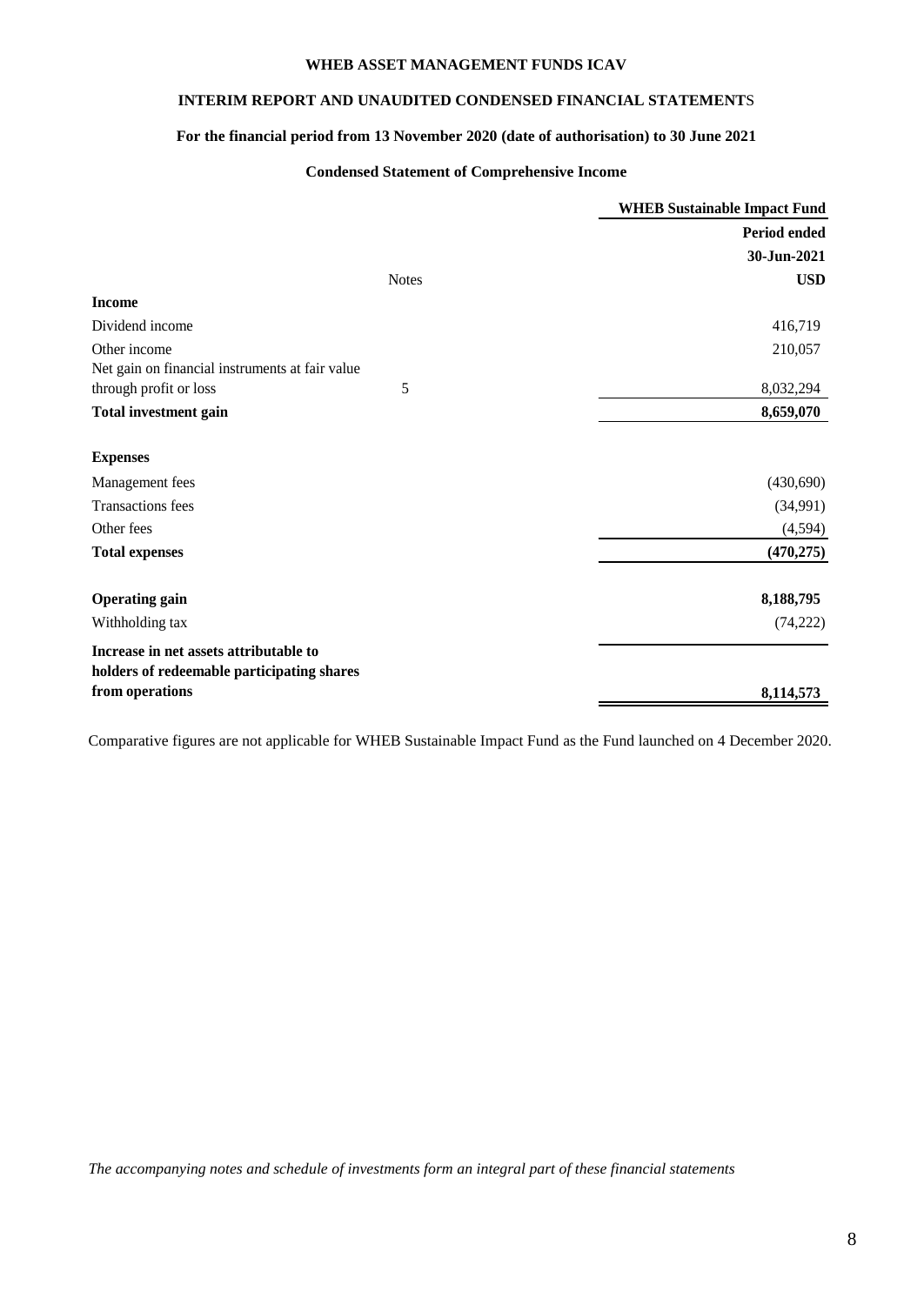# WHEB ASSET MANAGEMENT FUNDS ICAV

## INTERIM REPORT AND UNAUDITED CONDENSED FINANCIAL STATEMENTS

### For the financial period from 13 November 2020 (date of authorisation) to 30 June 2021

### Condensed Statement of Comprehensive Income

| | Notes | WHEB Sustainable Impact Fund<br>Period ended<br>30-Jun-2021<br>USD |
|---|---|---|
| **Income** | | |
| Dividend income | | 416,719 |
| Other income | | 210,057 |
| Net gain on financial instruments at fair value through profit or loss | 5 | 8,032,294 |
| **Total investment gain** | | **8,659,070** |
| | | |
| **Expenses** | | |
| Management fees | | (430,690) |
| Transactions fees | | (34,991) |
| Other fees | | (4,594) |
| **Total expenses** | | **(470,275)** |
| | | |
| **Operating gain** | | **8,188,795** |
| Withholding tax | | (74,222) |
| **Increase in net assets attributable to holders of redeemable participating shares from operations** | | **8,114,573** |

Comparative figures are not applicable for WHEB Sustainable Impact Fund as the Fund launched on 4 December 2020.

*The accompanying notes and schedule of investments form an integral part of these financial statements*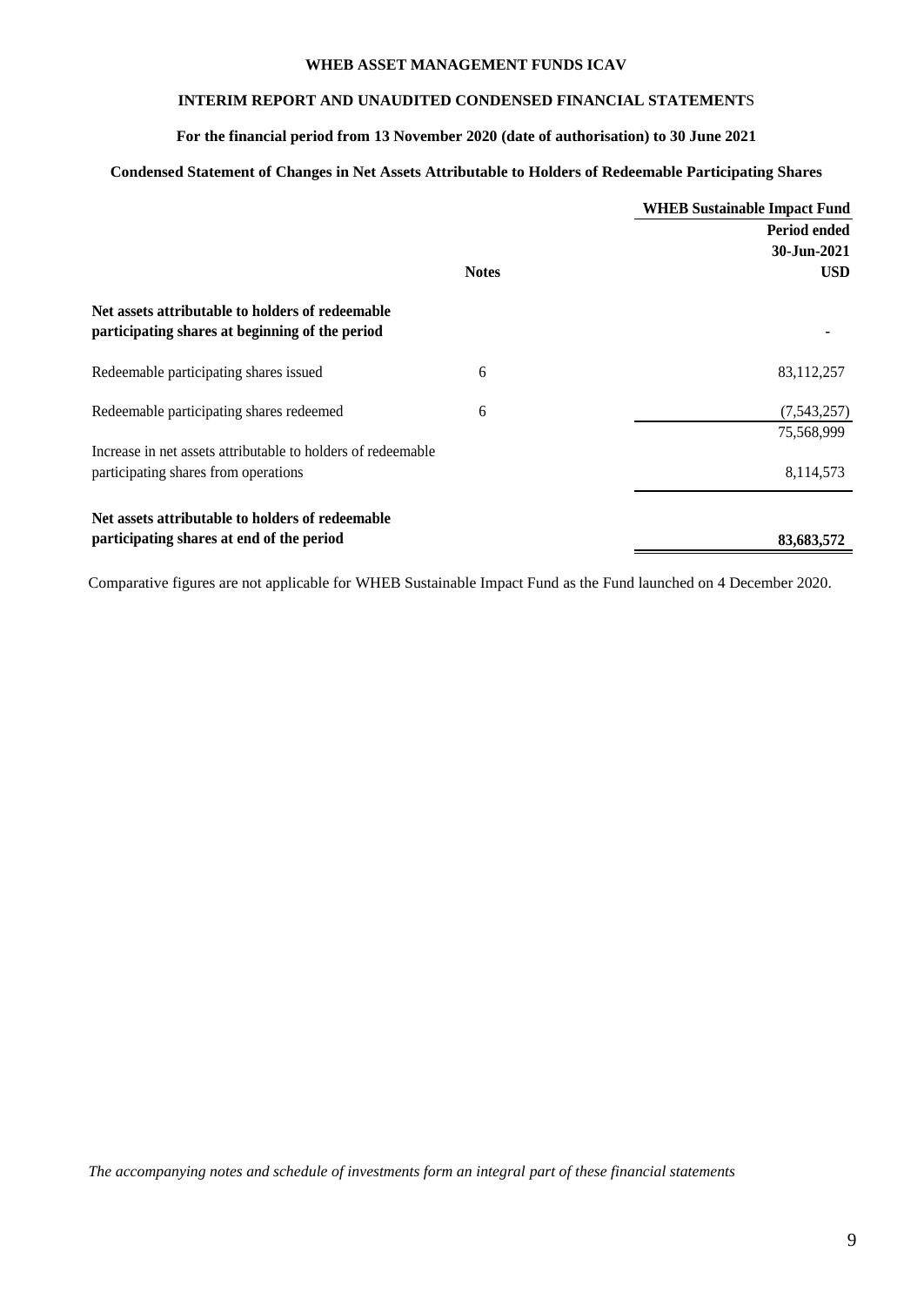# WHEB ASSET MANAGEMENT FUNDS ICAV

## INTERIM REPORT AND UNAUDITED CONDENSED FINANCIAL STATEMENTS

### For the financial period from 13 November 2020 (date of authorisation) to 30 June 2021

### Condensed Statement of Changes in Net Assets Attributable to Holders of Redeemable Participating Shares

| | Notes | WHEB Sustainable Impact Fund<br>Period ended<br>30-Jun-2021<br>USD |
|---|---|---|
| **Net assets attributable to holders of redeemable participating shares at beginning of the period** | | - |
| Redeemable participating shares issued | 6 | 83,112,257 |
| Redeemable participating shares redeemed | 6 | (7,543,257) |
| | | 75,568,999 |
| Increase in net assets attributable to holders of redeemable participating shares from operations | | 8,114,573 |
| **Net assets attributable to holders of redeemable participating shares at end of the period** | | **83,683,572** |

Comparative figures are not applicable for WHEB Sustainable Impact Fund as the Fund launched on 4 December 2020.

*The accompanying notes and schedule of investments form an integral part of these financial statements*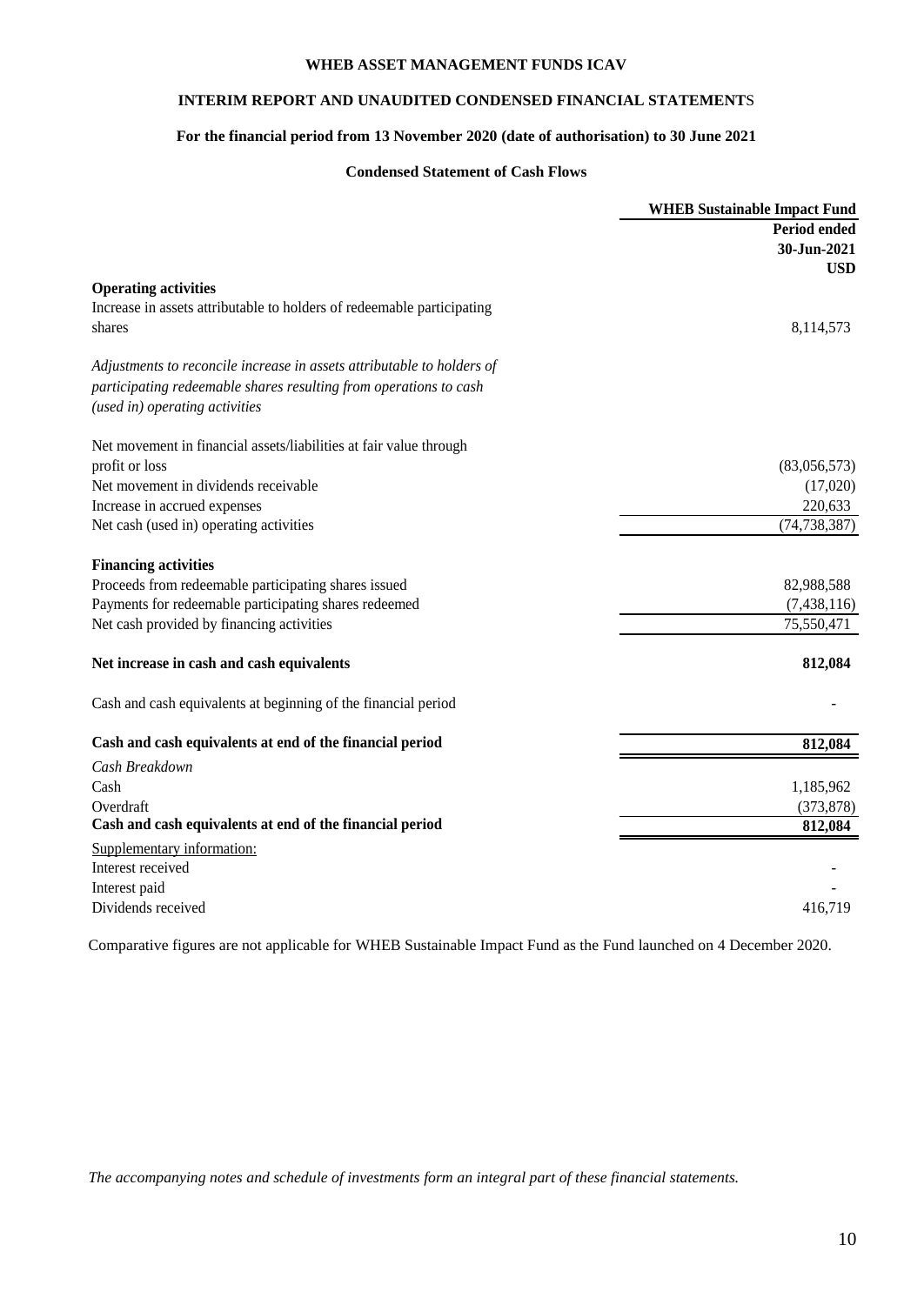# WHEB ASSET MANAGEMENT FUNDS ICAV

## INTERIM REPORT AND UNAUDITED CONDENSED FINANCIAL STATEMENTS

### For the financial period from 13 November 2020 (date of authorisation) to 30 June 2021

### Condensed Statement of Cash Flows

| | WHEB Sustainable Impact Fund |
|---|---|
| | **Period ended** |
| | **30-Jun-2021** |
| | **USD** |
| **Operating activities** | |
| Increase in assets attributable to holders of redeemable participating shares | 8,114,573 |
| *Adjustments to reconcile increase in assets attributable to holders of participating redeemable shares resulting from operations to cash (used in) operating activities* | |
| Net movement in financial assets/liabilities at fair value through profit or loss | (83,056,573) |
| Net movement in dividends receivable | (17,020) |
| Increase in accrued expenses | 220,633 |
| Net cash (used in) operating activities | (74,738,387) |
| **Financing activities** | |
| Proceeds from redeemable participating shares issued | 82,988,588 |
| Payments for redeemable participating shares redeemed | (7,438,116) |
| Net cash provided by financing activities | 75,550,471 |
| **Net increase in cash and cash equivalents** | **812,084** |
| Cash and cash equivalents at beginning of the financial period | - |
| **Cash and cash equivalents at end of the financial period** | **812,084** |
| *Cash Breakdown* | |
| Cash | 1,185,962 |
| Overdraft | (373,878) |
| **Cash and cash equivalents at end of the financial period** | **812,084** |
| Supplementary information: | |
| Interest received | - |
| Interest paid | - |
| Dividends received | 416,719 |

Comparative figures are not applicable for WHEB Sustainable Impact Fund as the Fund launched on 4 December 2020.

*The accompanying notes and schedule of investments form an integral part of these financial statements.*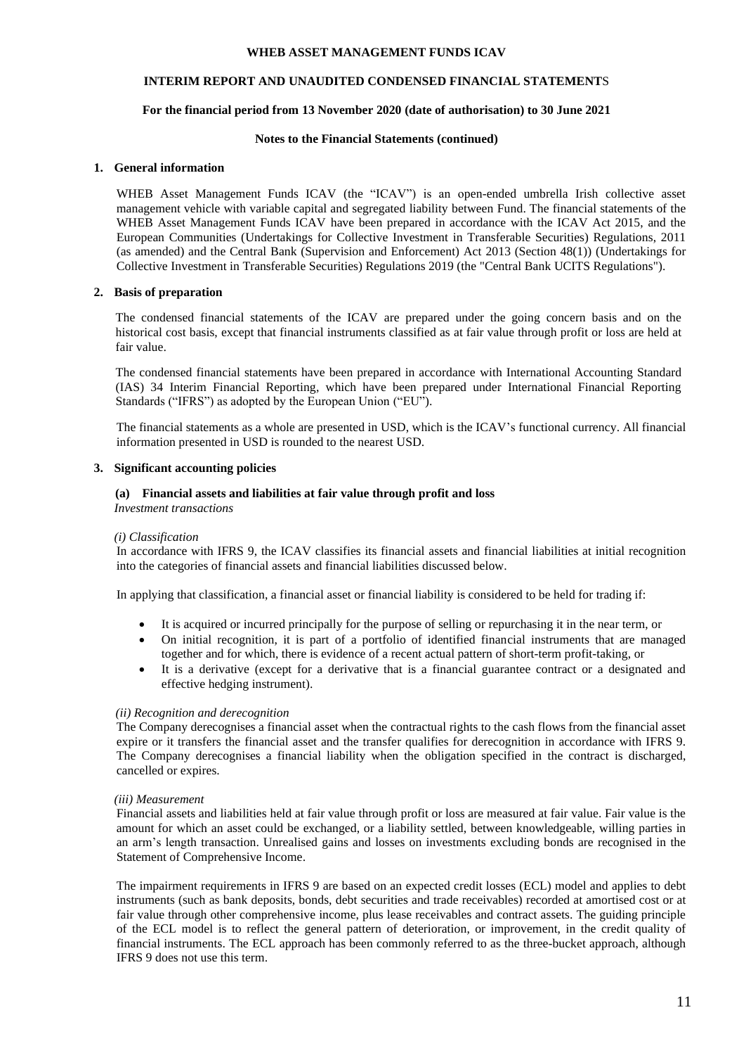**Notes to the Financial Statements (continued)**

## 1. General information

WHEB Asset Management Funds ICAV (the "ICAV") is an open-ended umbrella Irish collective asset management vehicle with variable capital and segregated liability between Fund. The financial statements of the WHEB Asset Management Funds ICAV have been prepared in accordance with the ICAV Act 2015, and the European Communities (Undertakings for Collective Investment in Transferable Securities) Regulations, 2011 (as amended) and the Central Bank (Supervision and Enforcement) Act 2013 (Section 48(1)) (Undertakings for Collective Investment in Transferable Securities) Regulations 2019 (the "Central Bank UCITS Regulations").

## 2. Basis of preparation

The condensed financial statements of the ICAV are prepared under the going concern basis and on the historical cost basis, except that financial instruments classified as at fair value through profit or loss are held at fair value.

The condensed financial statements have been prepared in accordance with International Accounting Standard (IAS) 34 Interim Financial Reporting, which have been prepared under International Financial Reporting Standards ("IFRS") as adopted by the European Union ("EU").

The financial statements as a whole are presented in USD, which is the ICAV's functional currency. All financial information presented in USD is rounded to the nearest USD.

## 3. Significant accounting policies

### (a) Financial assets and liabilities at fair value through profit and loss

*Investment transactions*

*(i) Classification*

In accordance with IFRS 9, the ICAV classifies its financial assets and financial liabilities at initial recognition into the categories of financial assets and financial liabilities discussed below.

In applying that classification, a financial asset or financial liability is considered to be held for trading if:

- It is acquired or incurred principally for the purpose of selling or repurchasing it in the near term, or
- On initial recognition, it is part of a portfolio of identified financial instruments that are managed together and for which, there is evidence of a recent actual pattern of short-term profit-taking, or
- It is a derivative (except for a derivative that is a financial guarantee contract or a designated and effective hedging instrument).

*(ii) Recognition and derecognition*

The Company derecognises a financial asset when the contractual rights to the cash flows from the financial asset expire or it transfers the financial asset and the transfer qualifies for derecognition in accordance with IFRS 9. The Company derecognises a financial liability when the obligation specified in the contract is discharged, cancelled or expires.

*(iii) Measurement*

Financial assets and liabilities held at fair value through profit or loss are measured at fair value. Fair value is the amount for which an asset could be exchanged, or a liability settled, between knowledgeable, willing parties in an arm's length transaction. Unrealised gains and losses on investments excluding bonds are recognised in the Statement of Comprehensive Income.

The impairment requirements in IFRS 9 are based on an expected credit losses (ECL) model and applies to debt instruments (such as bank deposits, bonds, debt securities and trade receivables) recorded at amortised cost or at fair value through other comprehensive income, plus lease receivables and contract assets. The guiding principle of the ECL model is to reflect the general pattern of deterioration, or improvement, in the credit quality of financial instruments. The ECL approach has been commonly referred to as the three-bucket approach, although IFRS 9 does not use this term.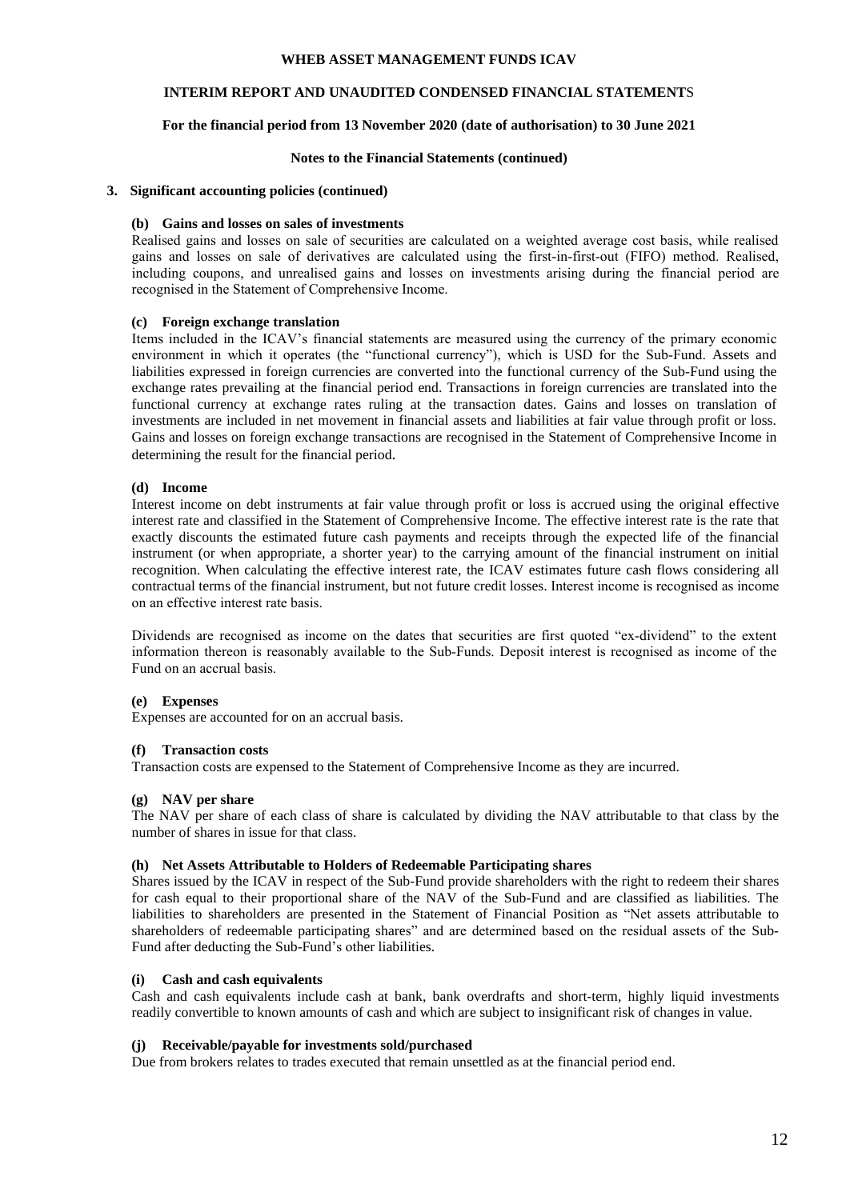### 3. Significant accounting policies (continued)

#### (b) Gains and losses on sales of investments

Realised gains and losses on sale of securities are calculated on a weighted average cost basis, while realised gains and losses on sale of derivatives are calculated using the first-in-first-out (FIFO) method. Realised, including coupons, and unrealised gains and losses on investments arising during the financial period are recognised in the Statement of Comprehensive Income.

#### (c) Foreign exchange translation

Items included in the ICAV's financial statements are measured using the currency of the primary economic environment in which it operates (the "functional currency"), which is USD for the Sub-Fund. Assets and liabilities expressed in foreign currencies are converted into the functional currency of the Sub-Fund using the exchange rates prevailing at the financial period end. Transactions in foreign currencies are translated into the functional currency at exchange rates ruling at the transaction dates. Gains and losses on translation of investments are included in net movement in financial assets and liabilities at fair value through profit or loss. Gains and losses on foreign exchange transactions are recognised in the Statement of Comprehensive Income in determining the result for the financial period.

#### (d) Income

Interest income on debt instruments at fair value through profit or loss is accrued using the original effective interest rate and classified in the Statement of Comprehensive Income. The effective interest rate is the rate that exactly discounts the estimated future cash payments and receipts through the expected life of the financial instrument (or when appropriate, a shorter year) to the carrying amount of the financial instrument on initial recognition. When calculating the effective interest rate, the ICAV estimates future cash flows considering all contractual terms of the financial instrument, but not future credit losses. Interest income is recognised as income on an effective interest rate basis.

Dividends are recognised as income on the dates that securities are first quoted "ex-dividend" to the extent information thereon is reasonably available to the Sub-Funds. Deposit interest is recognised as income of the Fund on an accrual basis.

#### (e) Expenses

Expenses are accounted for on an accrual basis.

#### (f) Transaction costs

Transaction costs are expensed to the Statement of Comprehensive Income as they are incurred.

#### (g) NAV per share

The NAV per share of each class of share is calculated by dividing the NAV attributable to that class by the number of shares in issue for that class.

#### (h) Net Assets Attributable to Holders of Redeemable Participating shares

Shares issued by the ICAV in respect of the Sub-Fund provide shareholders with the right to redeem their shares for cash equal to their proportional share of the NAV of the Sub-Fund and are classified as liabilities. The liabilities to shareholders are presented in the Statement of Financial Position as "Net assets attributable to shareholders of redeemable participating shares" and are determined based on the residual assets of the Sub-Fund after deducting the Sub-Fund's other liabilities.

#### (i) Cash and cash equivalents

Cash and cash equivalents include cash at bank, bank overdrafts and short-term, highly liquid investments readily convertible to known amounts of cash and which are subject to insignificant risk of changes in value.

#### (j) Receivable/payable for investments sold/purchased

Due from brokers relates to trades executed that remain unsettled as at the financial period end.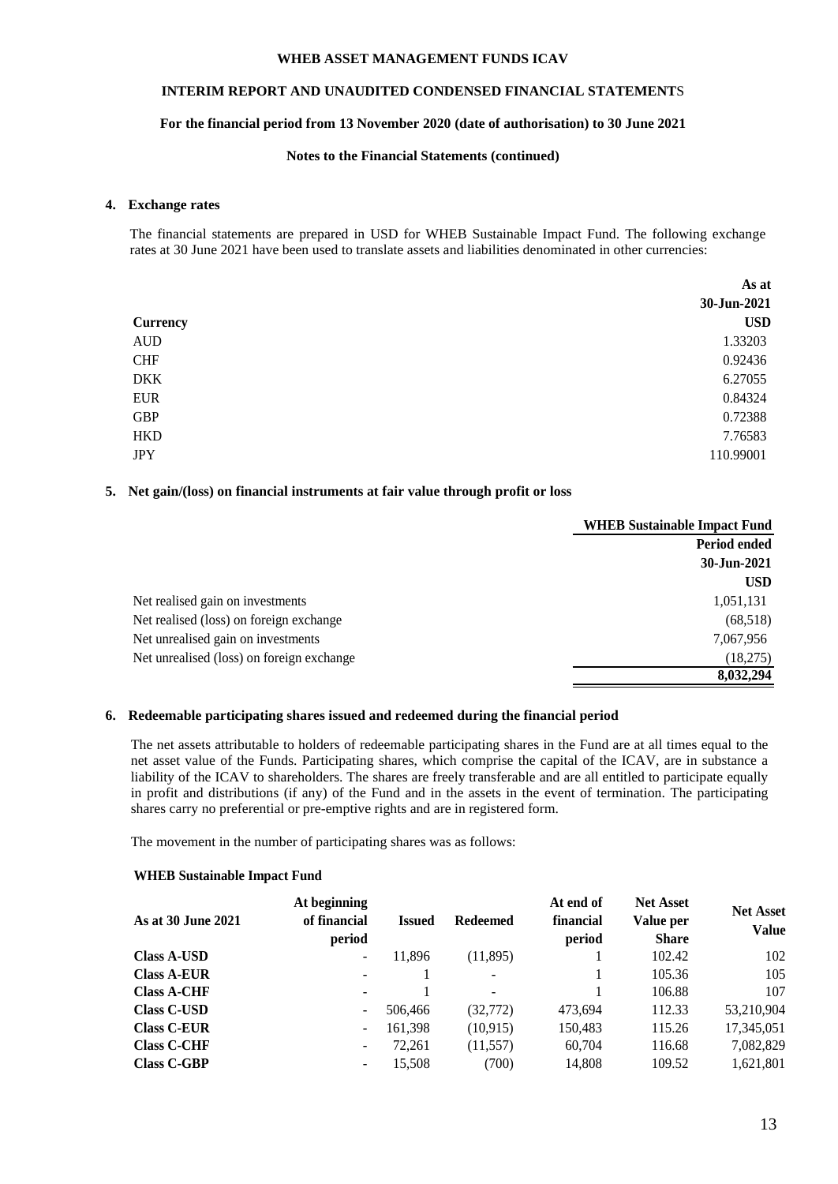**Notes to the Financial Statements (continued)**

## 4. Exchange rates

The financial statements are prepared in USD for WHEB Sustainable Impact Fund. The following exchange rates at 30 June 2021 have been used to translate assets and liabilities denominated in other currencies:

| Currency | As at 30-Jun-2021 USD |
|---|---|
| AUD | 1.33203 |
| CHF | 0.92436 |
| DKK | 6.27055 |
| EUR | 0.84324 |
| GBP | 0.72388 |
| HKD | 7.76583 |
| JPY | 110.99001 |

## 5. Net gain/(loss) on financial instruments at fair value through profit or loss

| | WHEB Sustainable Impact Fund Period ended 30-Jun-2021 USD |
|---|---|
| Net realised gain on investments | 1,051,131 |
| Net realised (loss) on foreign exchange | (68,518) |
| Net unrealised gain on investments | 7,067,956 |
| Net unrealised (loss) on foreign exchange | (18,275) |
| | **8,032,294** |

## 6. Redeemable participating shares issued and redeemed during the financial period

The net assets attributable to holders of redeemable participating shares in the Fund are at all times equal to the net asset value of the Funds. Participating shares, which comprise the capital of the ICAV, are in substance a liability of the ICAV to shareholders. The shares are freely transferable and are all entitled to participate equally in profit and distributions (if any) of the Fund and in the assets in the event of termination. The participating shares carry no preferential or pre-emptive rights and are in registered form.

The movement in the number of participating shares was as follows:

**WHEB Sustainable Impact Fund**

| As at 30 June 2021 | At beginning of financial period | Issued | Redeemed | At end of financial period | Net Asset Value per Share | Net Asset Value |
|---|---|---|---|---|---|---|
| **Class A-USD** | - | 11,896 | (11,895) | 1 | 102.42 | 102 |
| **Class A-EUR** | - | 1 | - | 1 | 105.36 | 105 |
| **Class A-CHF** | - | 1 | - | 1 | 106.88 | 107 |
| **Class C-USD** | - | 506,466 | (32,772) | 473,694 | 112.33 | 53,210,904 |
| **Class C-EUR** | - | 161,398 | (10,915) | 150,483 | 115.26 | 17,345,051 |
| **Class C-CHF** | - | 72,261 | (11,557) | 60,704 | 116.68 | 7,082,829 |
| **Class C-GBP** | - | 15,508 | (700) | 14,808 | 109.52 | 1,621,801 |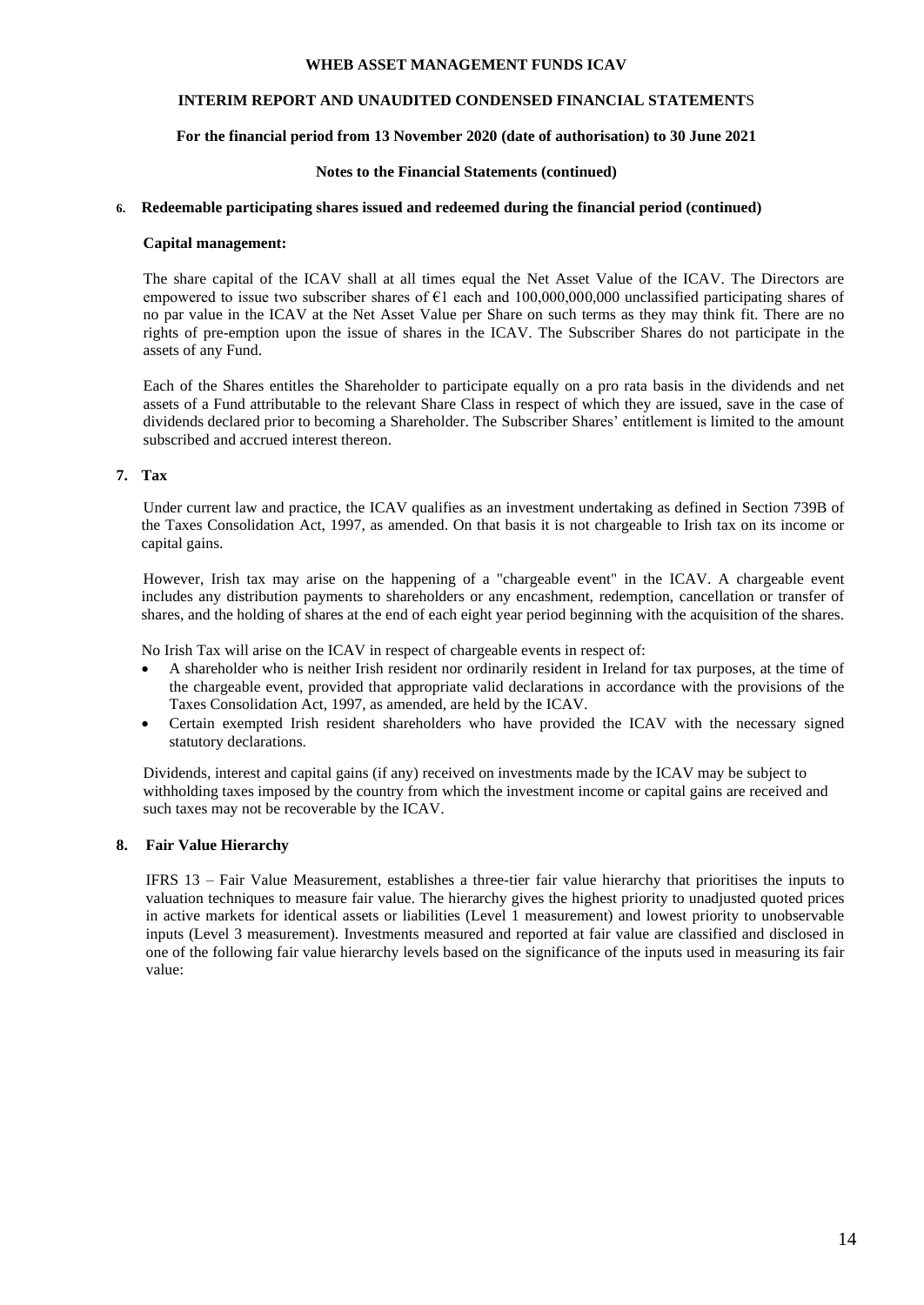## 6. Redeemable participating shares issued and redeemed during the financial period (continued)

**Capital management:**

The share capital of the ICAV shall at all times equal the Net Asset Value of the ICAV. The Directors are empowered to issue two subscriber shares of €1 each and 100,000,000,000 unclassified participating shares of no par value in the ICAV at the Net Asset Value per Share on such terms as they may think fit. There are no rights of pre-emption upon the issue of shares in the ICAV. The Subscriber Shares do not participate in the assets of any Fund.

Each of the Shares entitles the Shareholder to participate equally on a pro rata basis in the dividends and net assets of a Fund attributable to the relevant Share Class in respect of which they are issued, save in the case of dividends declared prior to becoming a Shareholder. The Subscriber Shares' entitlement is limited to the amount subscribed and accrued interest thereon.

## 7. Tax

Under current law and practice, the ICAV qualifies as an investment undertaking as defined in Section 739B of the Taxes Consolidation Act, 1997, as amended. On that basis it is not chargeable to Irish tax on its income or capital gains.

However, Irish tax may arise on the happening of a "chargeable event" in the ICAV. A chargeable event includes any distribution payments to shareholders or any encashment, redemption, cancellation or transfer of shares, and the holding of shares at the end of each eight year period beginning with the acquisition of the shares.

No Irish Tax will arise on the ICAV in respect of chargeable events in respect of:

- A shareholder who is neither Irish resident nor ordinarily resident in Ireland for tax purposes, at the time of the chargeable event, provided that appropriate valid declarations in accordance with the provisions of the Taxes Consolidation Act, 1997, as amended, are held by the ICAV.
- Certain exempted Irish resident shareholders who have provided the ICAV with the necessary signed statutory declarations.

Dividends, interest and capital gains (if any) received on investments made by the ICAV may be subject to withholding taxes imposed by the country from which the investment income or capital gains are received and such taxes may not be recoverable by the ICAV.

## 8. Fair Value Hierarchy

IFRS 13 – Fair Value Measurement, establishes a three-tier fair value hierarchy that prioritises the inputs to valuation techniques to measure fair value. The hierarchy gives the highest priority to unadjusted quoted prices in active markets for identical assets or liabilities (Level 1 measurement) and lowest priority to unobservable inputs (Level 3 measurement). Investments measured and reported at fair value are classified and disclosed in one of the following fair value hierarchy levels based on the significance of the inputs used in measuring its fair value: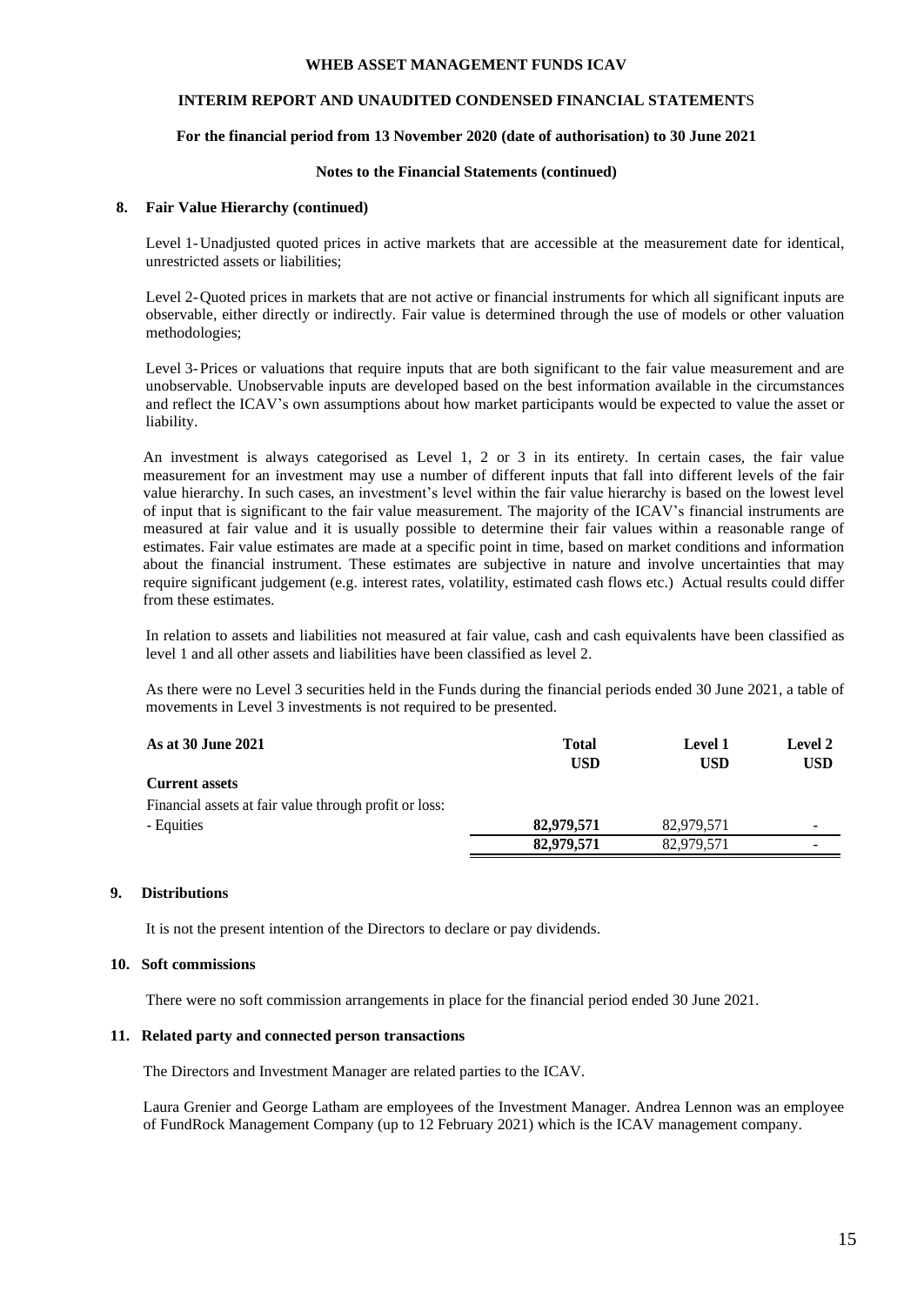**Notes to the Financial Statements (continued)**

## 8. Fair Value Hierarchy (continued)

Level 1 - Unadjusted quoted prices in active markets that are accessible at the measurement date for identical, unrestricted assets or liabilities;

Level 2 - Quoted prices in markets that are not active or financial instruments for which all significant inputs are observable, either directly or indirectly. Fair value is determined through the use of models or other valuation methodologies;

Level 3 - Prices or valuations that require inputs that are both significant to the fair value measurement and are unobservable. Unobservable inputs are developed based on the best information available in the circumstances and reflect the ICAV's own assumptions about how market participants would be expected to value the asset or liability.

An investment is always categorised as Level 1, 2 or 3 in its entirety. In certain cases, the fair value measurement for an investment may use a number of different inputs that fall into different levels of the fair value hierarchy. In such cases, an investment's level within the fair value hierarchy is based on the lowest level of input that is significant to the fair value measurement. The majority of the ICAV's financial instruments are measured at fair value and it is usually possible to determine their fair values within a reasonable range of estimates. Fair value estimates are made at a specific point in time, based on market conditions and information about the financial instrument. These estimates are subjective in nature and involve uncertainties that may require significant judgement (e.g. interest rates, volatility, estimated cash flows etc.) Actual results could differ from these estimates.

In relation to assets and liabilities not measured at fair value, cash and cash equivalents have been classified as level 1 and all other assets and liabilities have been classified as level 2.

As there were no Level 3 securities held in the Funds during the financial periods ended 30 June 2021, a table of movements in Level 3 investments is not required to be presented.

| **As at 30 June 2021** | **Total USD** | **Level 1 USD** | **Level 2 USD** |
|---|---|---|---|
| **Current assets** | | | |
| Financial assets at fair value through profit or loss: | | | |
| - Equities | **82,979,571** | 82,979,571 | - |
| | **82,979,571** | 82,979,571 | - |

## 9. Distributions

It is not the present intention of the Directors to declare or pay dividends.

## 10. Soft commissions

There were no soft commission arrangements in place for the financial period ended 30 June 2021.

## 11. Related party and connected person transactions

The Directors and Investment Manager are related parties to the ICAV.

Laura Grenier and George Latham are employees of the Investment Manager. Andrea Lennon was an employee of FundRock Management Company (up to 12 February 2021) which is the ICAV management company.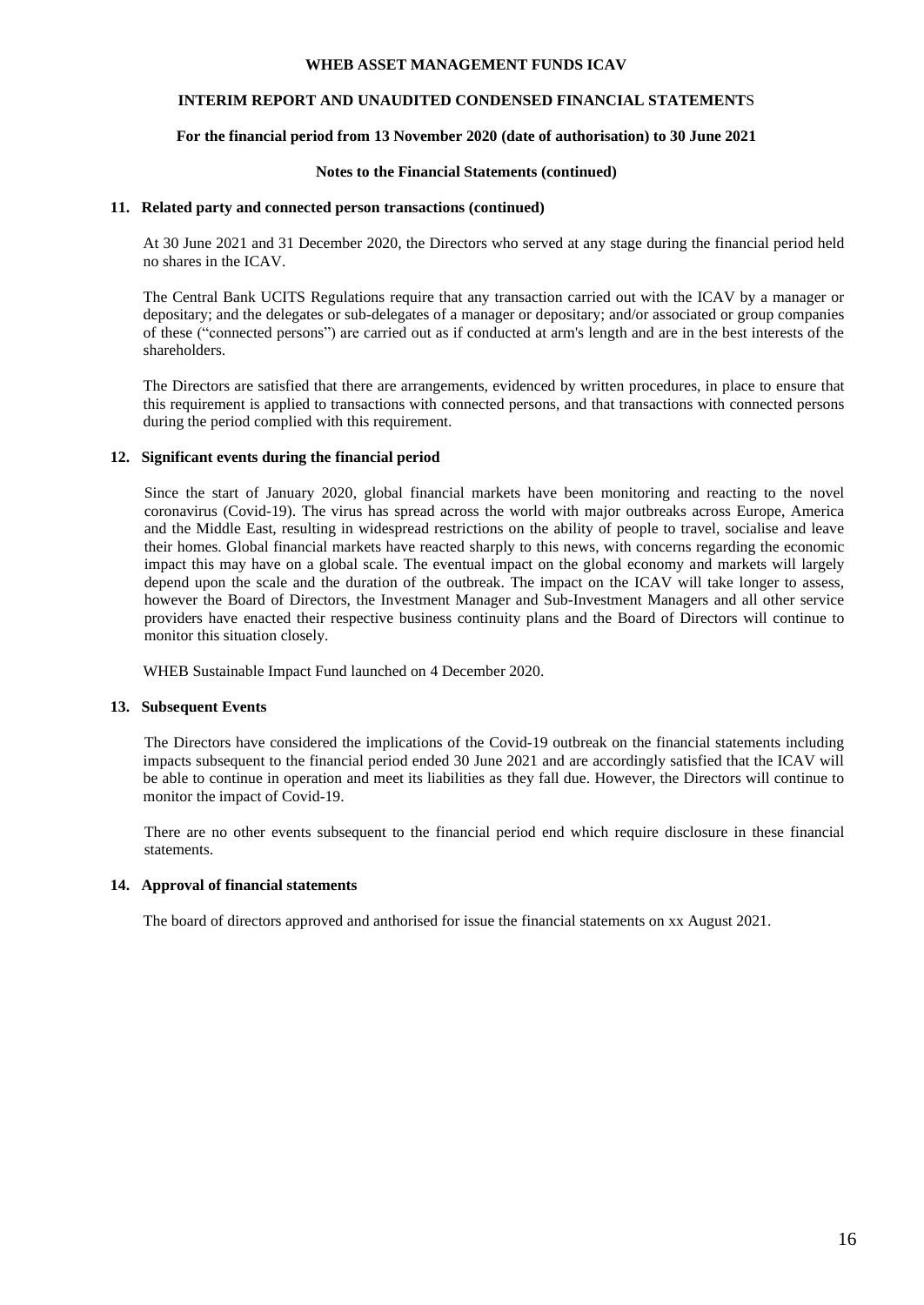**Notes to the Financial Statements (continued)**

## 11. Related party and connected person transactions (continued)

At 30 June 2021 and 31 December 2020, the Directors who served at any stage during the financial period held no shares in the ICAV.

The Central Bank UCITS Regulations require that any transaction carried out with the ICAV by a manager or depositary; and the delegates or sub-delegates of a manager or depositary; and/or associated or group companies of these ("connected persons") are carried out as if conducted at arm's length and are in the best interests of the shareholders.

The Directors are satisfied that there are arrangements, evidenced by written procedures, in place to ensure that this requirement is applied to transactions with connected persons, and that transactions with connected persons during the period complied with this requirement.

## 12. Significant events during the financial period

Since the start of January 2020, global financial markets have been monitoring and reacting to the novel coronavirus (Covid-19). The virus has spread across the world with major outbreaks across Europe, America and the Middle East, resulting in widespread restrictions on the ability of people to travel, socialise and leave their homes. Global financial markets have reacted sharply to this news, with concerns regarding the economic impact this may have on a global scale. The eventual impact on the global economy and markets will largely depend upon the scale and the duration of the outbreak. The impact on the ICAV will take longer to assess, however the Board of Directors, the Investment Manager and Sub-Investment Managers and all other service providers have enacted their respective business continuity plans and the Board of Directors will continue to monitor this situation closely.

WHEB Sustainable Impact Fund launched on 4 December 2020.

## 13. Subsequent Events

The Directors have considered the implications of the Covid-19 outbreak on the financial statements including impacts subsequent to the financial period ended 30 June 2021 and are accordingly satisfied that the ICAV will be able to continue in operation and meet its liabilities as they fall due. However, the Directors will continue to monitor the impact of Covid-19.

There are no other events subsequent to the financial period end which require disclosure in these financial statements.

## 14. Approval of financial statements

The board of directors approved and anthorised for issue the financial statements on xx August 2021.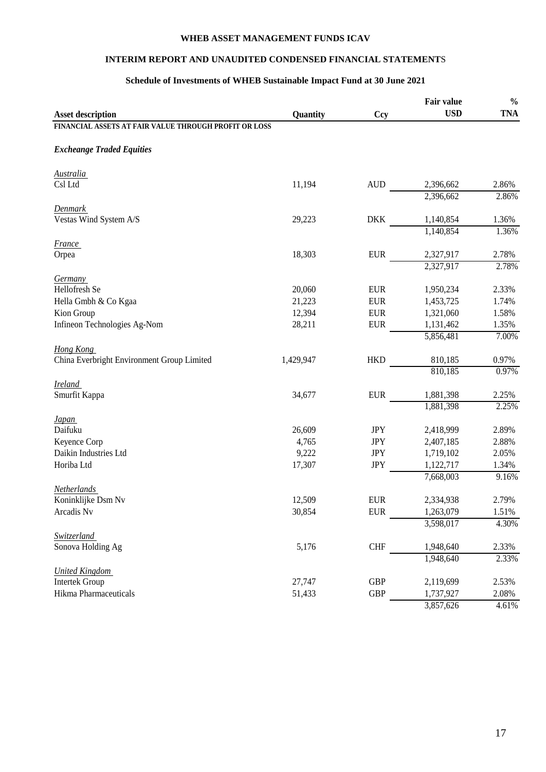# WHEB ASSET MANAGEMENT FUNDS ICAV

## INTERIM REPORT AND UNAUDITED CONDENSED FINANCIAL STATEMENTS

### Schedule of Investments of WHEB Sustainable Impact Fund at 30 June 2021

| Asset description | Quantity | Ccy | Fair value USD | % TNA |
|---|---|---|---|---|
| **FINANCIAL ASSETS AT FAIR VALUE THROUGH PROFIT OR LOSS** | | | | |
| ***Excheange Traded Equities*** | | | | |
| *Australia* | | | | |
| Csl Ltd | 11,194 | AUD | 2,396,662 | 2.86% |
| | | | 2,396,662 | 2.86% |
| *Denmark* | | | | |
| Vestas Wind System A/S | 29,223 | DKK | 1,140,854 | 1.36% |
| | | | 1,140,854 | 1.36% |
| *France* | | | | |
| Orpea | 18,303 | EUR | 2,327,917 | 2.78% |
| | | | 2,327,917 | 2.78% |
| *Germany* | | | | |
| Hellofresh Se | 20,060 | EUR | 1,950,234 | 2.33% |
| Hella Gmbh & Co Kgaa | 21,223 | EUR | 1,453,725 | 1.74% |
| Kion Group | 12,394 | EUR | 1,321,060 | 1.58% |
| Infineon Technologies Ag-Nom | 28,211 | EUR | 1,131,462 | 1.35% |
| | | | 5,856,481 | 7.00% |
| *Hong Kong* | | | | |
| China Everbright Environment Group Limited | 1,429,947 | HKD | 810,185 | 0.97% |
| | | | 810,185 | 0.97% |
| *Ireland* | | | | |
| Smurfit Kappa | 34,677 | EUR | 1,881,398 | 2.25% |
| | | | 1,881,398 | 2.25% |
| *Japan* | | | | |
| Daifuku | 26,609 | JPY | 2,418,999 | 2.89% |
| Keyence Corp | 4,765 | JPY | 2,407,185 | 2.88% |
| Daikin Industries Ltd | 9,222 | JPY | 1,719,102 | 2.05% |
| Horiba Ltd | 17,307 | JPY | 1,122,717 | 1.34% |
| | | | 7,668,003 | 9.16% |
| *Netherlands* | | | | |
| Koninklijke Dsm Nv | 12,509 | EUR | 2,334,938 | 2.79% |
| Arcadis Nv | 30,854 | EUR | 1,263,079 | 1.51% |
| | | | 3,598,017 | 4.30% |
| *Switzerland* | | | | |
| Sonova Holding Ag | 5,176 | CHF | 1,948,640 | 2.33% |
| | | | 1,948,640 | 2.33% |
| *United Kingdom* | | | | |
| Intertek Group | 27,747 | GBP | 2,119,699 | 2.53% |
| Hikma Pharmaceuticals | 51,433 | GBP | 1,737,927 | 2.08% |
| | | | 3,857,626 | 4.61% |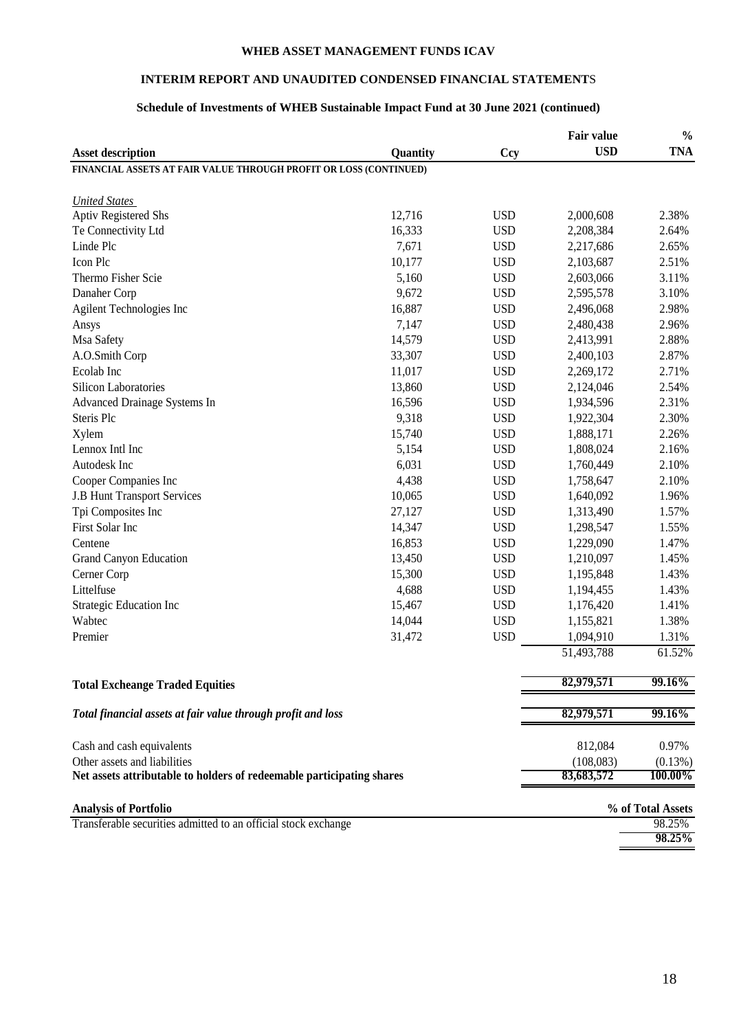# WHEB ASSET MANAGEMENT FUNDS ICAV

## INTERIM REPORT AND UNAUDITED CONDENSED FINANCIAL STATEMENTS

### Schedule of Investments of WHEB Sustainable Impact Fund at 30 June 2021 (continued)

| Asset description | Quantity | Ccy | Fair value USD | % TNA |
|---|---|---|---|---|
| **FINANCIAL ASSETS AT FAIR VALUE THROUGH PROFIT OR LOSS (CONTINUED)** | | | | |
| *United States* | | | | |
| Aptiv Registered Shs | 12,716 | USD | 2,000,608 | 2.38% |
| Te Connectivity Ltd | 16,333 | USD | 2,208,384 | 2.64% |
| Linde Plc | 7,671 | USD | 2,217,686 | 2.65% |
| Icon Plc | 10,177 | USD | 2,103,687 | 2.51% |
| Thermo Fisher Scie | 5,160 | USD | 2,603,066 | 3.11% |
| Danaher Corp | 9,672 | USD | 2,595,578 | 3.10% |
| Agilent Technologies Inc | 16,887 | USD | 2,496,068 | 2.98% |
| Ansys | 7,147 | USD | 2,480,438 | 2.96% |
| Msa Safety | 14,579 | USD | 2,413,991 | 2.88% |
| A.O.Smith Corp | 33,307 | USD | 2,400,103 | 2.87% |
| Ecolab Inc | 11,017 | USD | 2,269,172 | 2.71% |
| Silicon Laboratories | 13,860 | USD | 2,124,046 | 2.54% |
| Advanced Drainage Systems In | 16,596 | USD | 1,934,596 | 2.31% |
| Steris Plc | 9,318 | USD | 1,922,304 | 2.30% |
| Xylem | 15,740 | USD | 1,888,171 | 2.26% |
| Lennox Intl Inc | 5,154 | USD | 1,808,024 | 2.16% |
| Autodesk Inc | 6,031 | USD | 1,760,449 | 2.10% |
| Cooper Companies Inc | 4,438 | USD | 1,758,647 | 2.10% |
| J.B Hunt Transport Services | 10,065 | USD | 1,640,092 | 1.96% |
| Tpi Composites Inc | 27,127 | USD | 1,313,490 | 1.57% |
| First Solar Inc | 14,347 | USD | 1,298,547 | 1.55% |
| Centene | 16,853 | USD | 1,229,090 | 1.47% |
| Grand Canyon Education | 13,450 | USD | 1,210,097 | 1.45% |
| Cerner Corp | 15,300 | USD | 1,195,848 | 1.43% |
| Littelfuse | 4,688 | USD | 1,194,455 | 1.43% |
| Strategic Education Inc | 15,467 | USD | 1,176,420 | 1.41% |
| Wabtec | 14,044 | USD | 1,155,821 | 1.38% |
| Premier | 31,472 | USD | 1,094,910 | 1.31% |
| | | | 51,493,788 | 61.52% |
| **Total Excheange Traded Equities** | | | **82,979,571** | **99.16%** |
| ***Total financial assets at fair value through profit and loss*** | | | **82,979,571** | **99.16%** |
| Cash and cash equivalents | | | 812,084 | 0.97% |
| Other assets and liabilities | | | (108,083) | (0.13%) |
| **Net assets attributable to holders of redeemable participating shares** | | | **83,683,572** | **100.00%** |

| Analysis of Portfolio | % of Total Assets |
|---|---|
| Transferable securities admitted to an official stock exchange | 98.25% |
| | **98.25%** |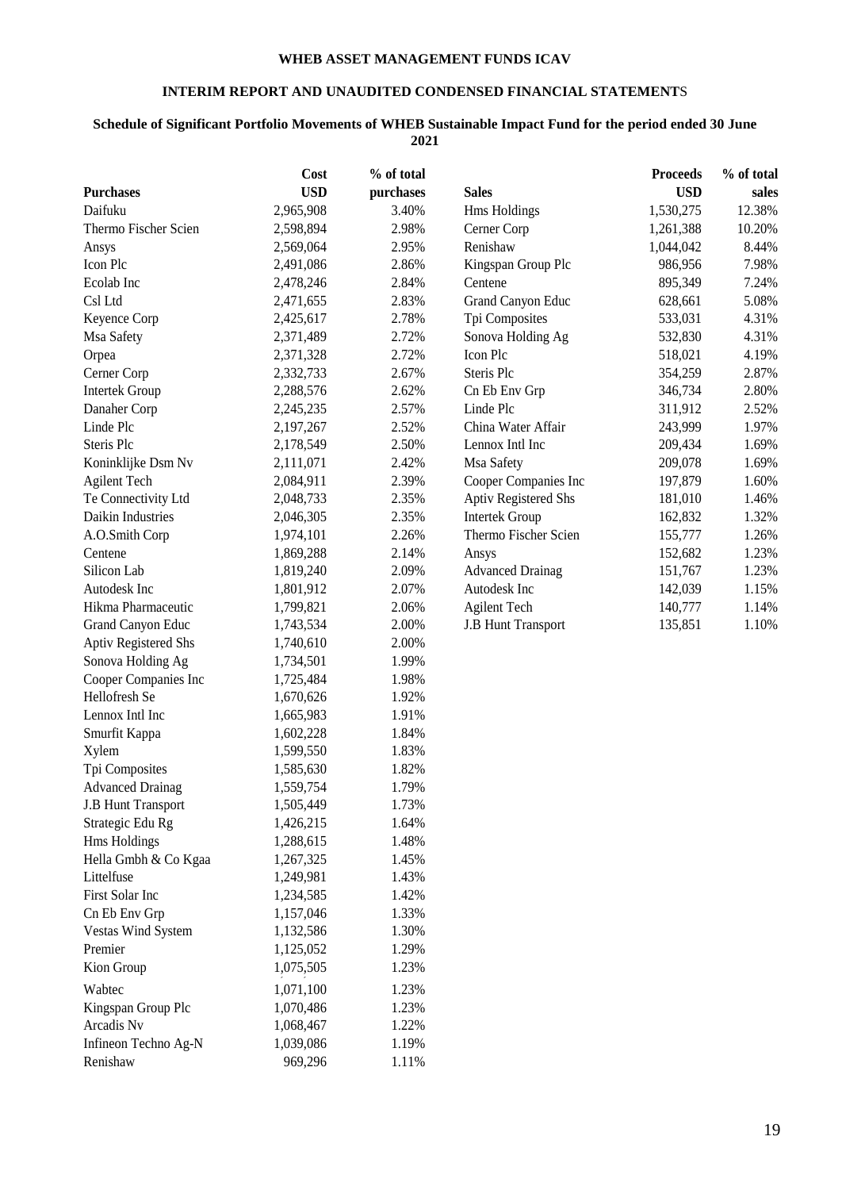**WHEB ASSET MANAGEMENT FUNDS ICAV**

**INTERIM REPORT AND UNAUDITED CONDENSED FINANCIAL STATEMENTS**

**Schedule of Significant Portfolio Movements of WHEB Sustainable Impact Fund for the period ended 30 June 2021**

| Purchases | Cost USD | % of total purchases |
|---|---|---|
| Daifuku | 2,965,908 | 3.40% |
| Thermo Fischer Scien | 2,598,894 | 2.98% |
| Ansys | 2,569,064 | 2.95% |
| Icon Plc | 2,491,086 | 2.86% |
| Ecolab Inc | 2,478,246 | 2.84% |
| Csl Ltd | 2,471,655 | 2.83% |
| Keyence Corp | 2,425,617 | 2.78% |
| Msa Safety | 2,371,489 | 2.72% |
| Orpea | 2,371,328 | 2.72% |
| Cerner Corp | 2,332,733 | 2.67% |
| Intertek Group | 2,288,576 | 2.62% |
| Danaher Corp | 2,245,235 | 2.57% |
| Linde Plc | 2,197,267 | 2.52% |
| Steris Plc | 2,178,549 | 2.50% |
| Koninklijke Dsm Nv | 2,111,071 | 2.42% |
| Agilent Tech | 2,084,911 | 2.39% |
| Te Connectivity Ltd | 2,048,733 | 2.35% |
| Daikin Industries | 2,046,305 | 2.35% |
| A.O.Smith Corp | 1,974,101 | 2.26% |
| Centene | 1,869,288 | 2.14% |
| Silicon Lab | 1,819,240 | 2.09% |
| Autodesk Inc | 1,801,912 | 2.07% |
| Hikma Pharmaceutic | 1,799,821 | 2.06% |
| Grand Canyon Educ | 1,743,534 | 2.00% |
| Aptiv Registered Shs | 1,740,610 | 2.00% |
| Sonova Holding Ag | 1,734,501 | 1.99% |
| Cooper Companies Inc | 1,725,484 | 1.98% |
| Hellofresh Se | 1,670,626 | 1.92% |
| Lennox Intl Inc | 1,665,983 | 1.91% |
| Smurfit Kappa | 1,602,228 | 1.84% |
| Xylem | 1,599,550 | 1.83% |
| Tpi Composites | 1,585,630 | 1.82% |
| Advanced Drainag | 1,559,754 | 1.79% |
| J.B Hunt Transport | 1,505,449 | 1.73% |
| Strategic Edu Rg | 1,426,215 | 1.64% |
| Hms Holdings | 1,288,615 | 1.48% |
| Hella Gmbh & Co Kgaa | 1,267,325 | 1.45% |
| Littelfuse | 1,249,981 | 1.43% |
| First Solar Inc | 1,234,585 | 1.42% |
| Cn Eb Env Grp | 1,157,046 | 1.33% |
| Vestas Wind System | 1,132,586 | 1.30% |
| Premier | 1,125,052 | 1.29% |
| Kion Group | 1,075,505 | 1.23% |
| Wabtec | 1,071,100 | 1.23% |
| Kingspan Group Plc | 1,070,486 | 1.23% |
| Arcadis Nv | 1,068,467 | 1.22% |
| Infineon Techno Ag-N | 1,039,086 | 1.19% |
| Renishaw | 969,296 | 1.11% |

| Sales | Proceeds USD | % of total sales |
|---|---|---|
| Hms Holdings | 1,530,275 | 12.38% |
| Cerner Corp | 1,261,388 | 10.20% |
| Renishaw | 1,044,042 | 8.44% |
| Kingspan Group Plc | 986,956 | 7.98% |
| Centene | 895,349 | 7.24% |
| Grand Canyon Educ | 628,661 | 5.08% |
| Tpi Composites | 533,031 | 4.31% |
| Sonova Holding Ag | 532,830 | 4.31% |
| Icon Plc | 518,021 | 4.19% |
| Steris Plc | 354,259 | 2.87% |
| Cn Eb Env Grp | 346,734 | 2.80% |
| Linde Plc | 311,912 | 2.52% |
| China Water Affair | 243,999 | 1.97% |
| Lennox Intl Inc | 209,434 | 1.69% |
| Msa Safety | 209,078 | 1.69% |
| Cooper Companies Inc | 197,879 | 1.60% |
| Aptiv Registered Shs | 181,010 | 1.46% |
| Intertek Group | 162,832 | 1.32% |
| Thermo Fischer Scien | 155,777 | 1.26% |
| Ansys | 152,682 | 1.23% |
| Advanced Drainag | 151,767 | 1.23% |
| Autodesk Inc | 142,039 | 1.15% |
| Agilent Tech | 140,777 | 1.14% |
| J.B Hunt Transport | 135,851 | 1.10% |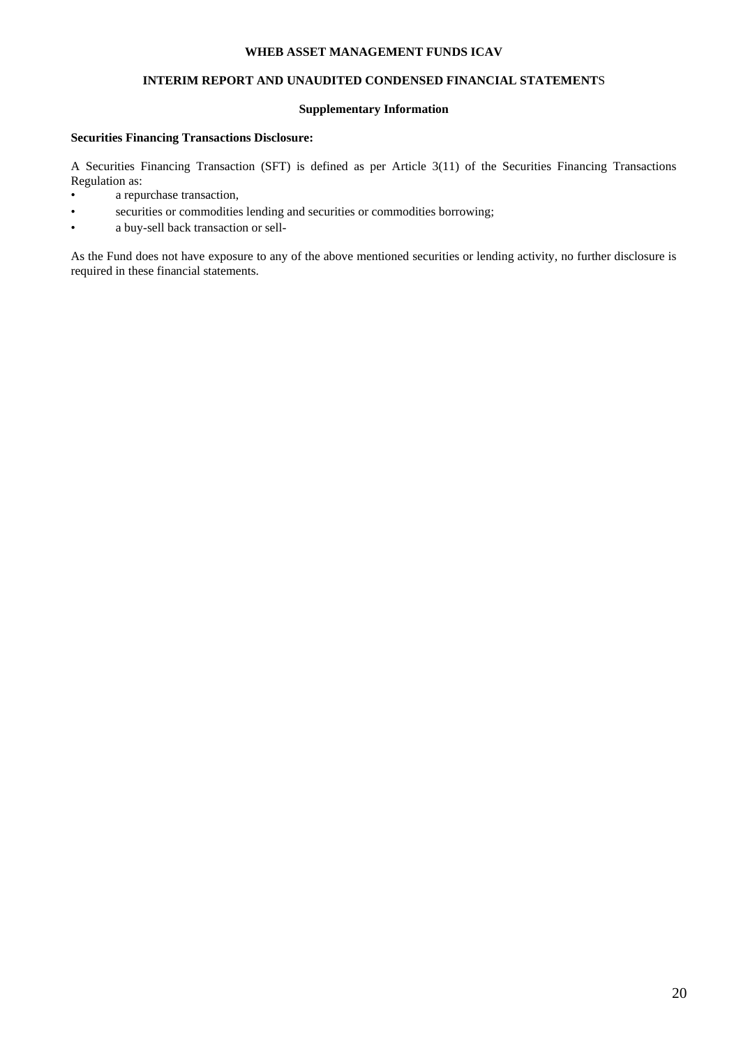## Supplementary Information

**Securities Financing Transactions Disclosure:**

A Securities Financing Transaction (SFT) is defined as per Article 3(11) of the Securities Financing Transactions Regulation as:

- a repurchase transaction,
- securities or commodities lending and securities or commodities borrowing;
- a buy-sell back transaction or sell-

As the Fund does not have exposure to any of the above mentioned securities or lending activity, no further disclosure is required in these financial statements.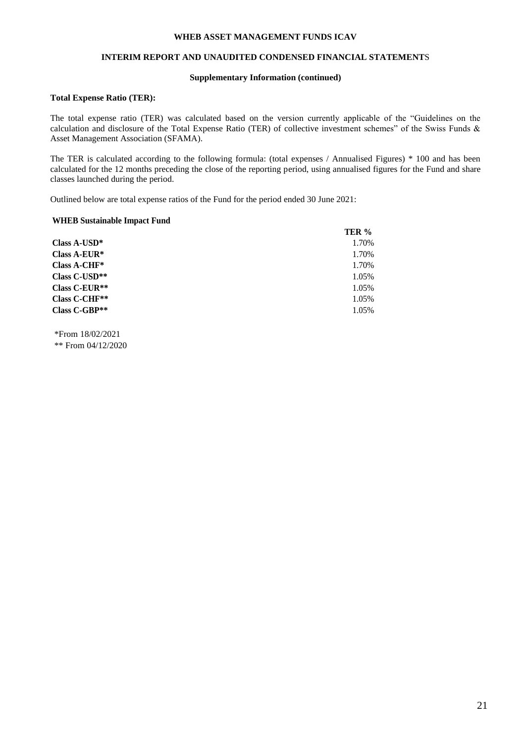**Supplementary Information (continued)**

**Total Expense Ratio (TER):**

The total expense ratio (TER) was calculated based on the version currently applicable of the "Guidelines on the calculation and disclosure of the Total Expense Ratio (TER) of collective investment schemes" of the Swiss Funds & Asset Management Association (SFAMA).

The TER is calculated according to the following formula: (total expenses / Annualised Figures) * 100 and has been calculated for the 12 months preceding the close of the reporting period, using annualised figures for the Fund and share classes launched during the period.

Outlined below are total expense ratios of the Fund for the period ended 30 June 2021:

**WHEB Sustainable Impact Fund**

| | TER % |
|---|---|
| **Class A-USD*** | 1.70% |
| **Class A-EUR*** | 1.70% |
| **Class A-CHF*** | 1.70% |
| **Class C-USD**** | 1.05% |
| **Class C-EUR**** | 1.05% |
| **Class C-CHF**** | 1.05% |
| **Class C-GBP**** | 1.05% |

*From 18/02/2021

** From 04/12/2020